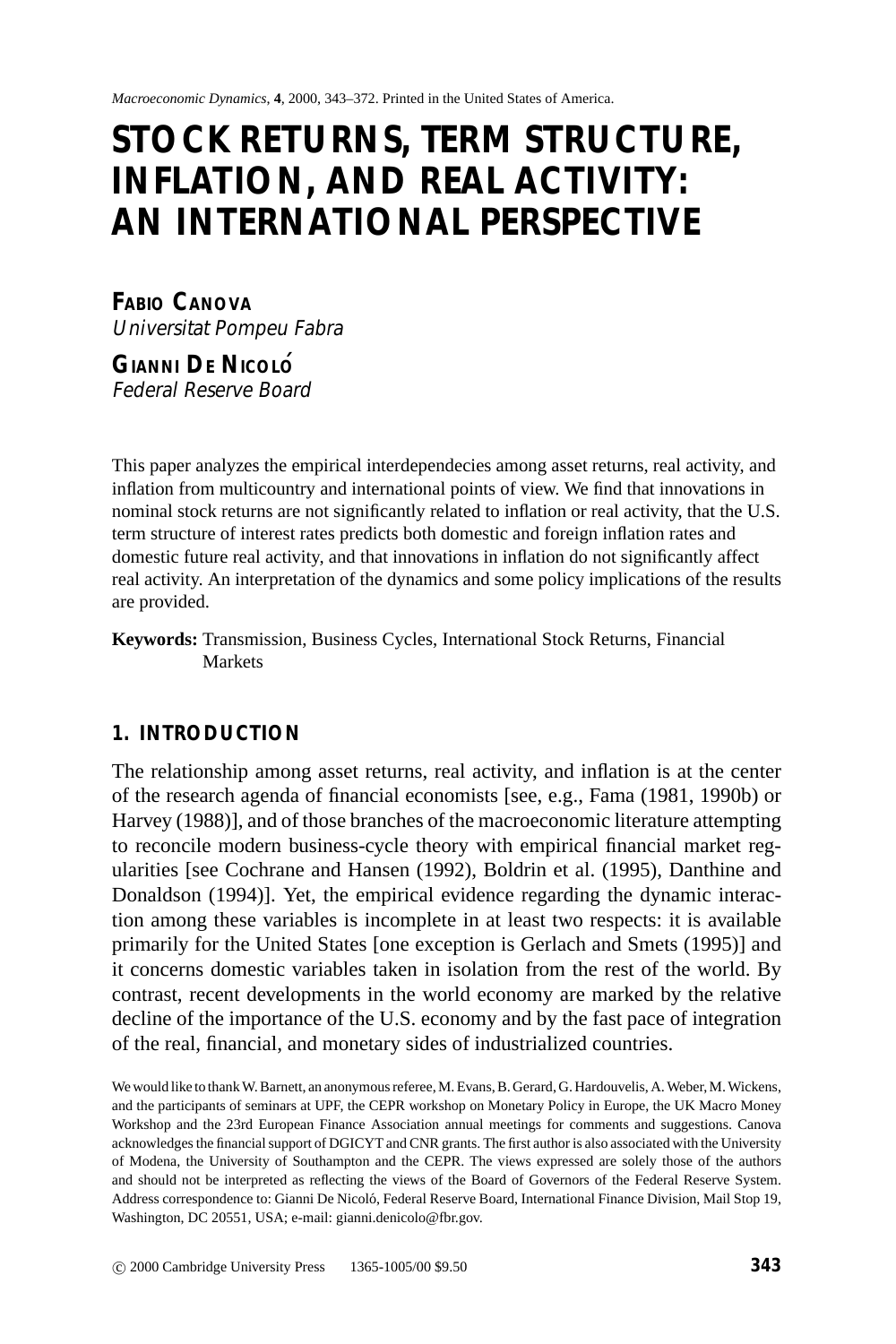# STOCK RETURNS, TERM STRUCTURE, INFLATION, AND REAL ACTIVITY: AN INTERNATIONAL PERSPECTIVE

**FABIO CANOVA**
*Universitat Pompeu Fabra*

**GIANNI DE NICOLÓ**
*Federal Reserve Board*

This paper analyzes the empirical interdependecies among asset returns, real activity, and inflation from multicountry and international points of view. We find that innovations in nominal stock returns are not significantly related to inflation or real activity, that the U.S. term structure of interest rates predicts both domestic and foreign inflation rates and domestic future real activity, and that innovations in inflation do not significantly affect real activity. An interpretation of the dynamics and some policy implications of the results are provided.

**Keywords:** Transmission, Business Cycles, International Stock Returns, Financial Markets

## 1. INTRODUCTION

The relationship among asset returns, real activity, and inflation is at the center of the research agenda of financial economists [see, e.g., Fama (1981, 1990b) or Harvey (1988)], and of those branches of the macroeconomic literature attempting to reconcile modern business-cycle theory with empirical financial market regularities [see Cochrane and Hansen (1992), Boldrin et al. (1995), Danthine and Donaldson (1994)]. Yet, the empirical evidence regarding the dynamic interaction among these variables is incomplete in at least two respects: it is available primarily for the United States [one exception is Gerlach and Smets (1995)] and it concerns domestic variables taken in isolation from the rest of the world. By contrast, recent developments in the world economy are marked by the relative decline of the importance of the U.S. economy and by the fast pace of integration of the real, financial, and monetary sides of industrialized countries.

We would like to thank W. Barnett, an anonymous referee, M. Evans, B. Gerard, G. Hardouvelis, A. Weber, M. Wickens, and the participants of seminars at UPF, the CEPR workshop on Monetary Policy in Europe, the UK Macro Money Workshop and the 23rd European Finance Association annual meetings for comments and suggestions. Canova acknowledges the financial support of DGICYT and CNR grants. The first author is also associated with the University of Modena, the University of Southampton and the CEPR. The views expressed are solely those of the authors and should not be interpreted as reflecting the views of the Board of Governors of the Federal Reserve System. Address correspondence to: Gianni De Nicoló, Federal Reserve Board, International Finance Division, Mail Stop 19, Washington, DC 20551, USA; e-mail: gianni.denicolo@fbr.gov.

© 2000 Cambridge University Press 1365-1005/00 $9.50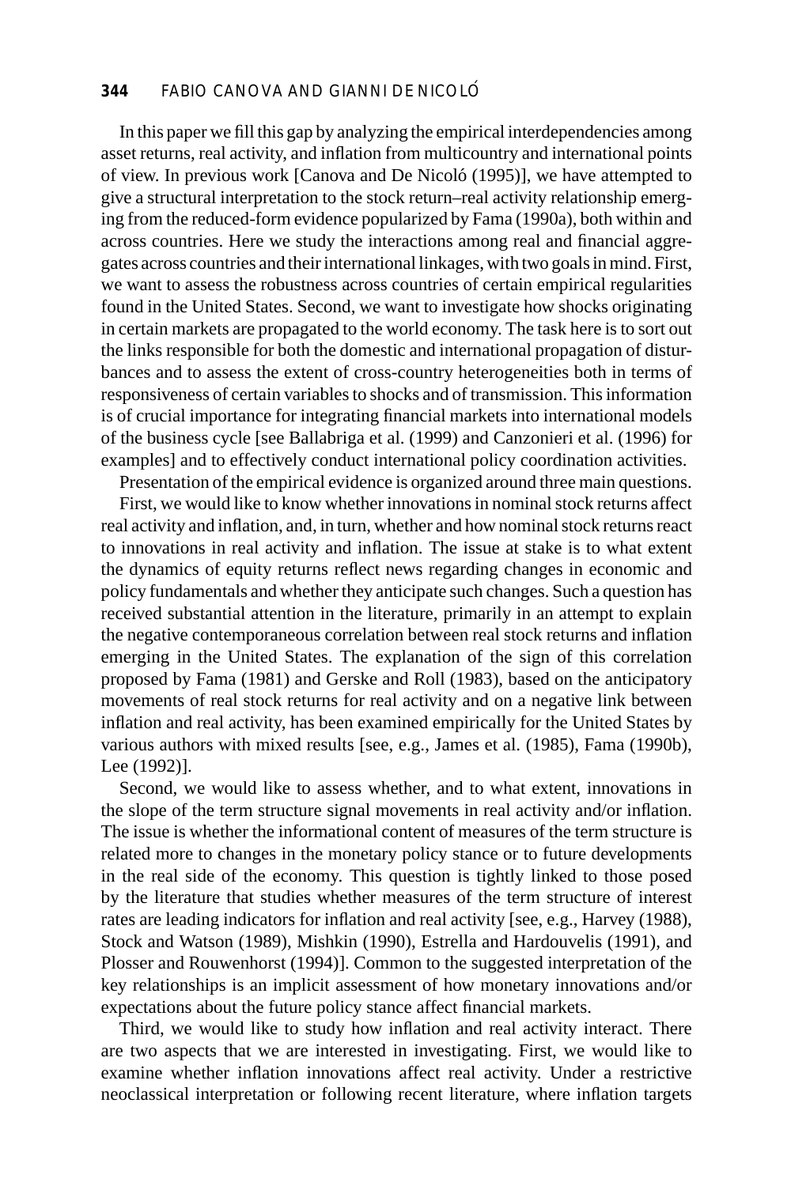In this paper we fill this gap by analyzing the empirical interdependencies among asset returns, real activity, and inflation from multicountry and international points of view. In previous work [Canova and De Nicoló (1995)], we have attempted to give a structural interpretation to the stock return–real activity relationship emerging from the reduced-form evidence popularized by Fama (1990a), both within and across countries. Here we study the interactions among real and financial aggregates across countries and their international linkages, with two goals in mind. First, we want to assess the robustness across countries of certain empirical regularities found in the United States. Second, we want to investigate how shocks originating in certain markets are propagated to the world economy. The task here is to sort out the links responsible for both the domestic and international propagation of disturbances and to assess the extent of cross-country heterogeneities both in terms of responsiveness of certain variables to shocks and of transmission. This information is of crucial importance for integrating financial markets into international models of the business cycle [see Ballabriga et al. (1999) and Canzonieri et al. (1996) for examples] and to effectively conduct international policy coordination activities.

Presentation of the empirical evidence is organized around three main questions.

First, we would like to know whether innovations in nominal stock returns affect real activity and inflation, and, in turn, whether and how nominal stock returns react to innovations in real activity and inflation. The issue at stake is to what extent the dynamics of equity returns reflect news regarding changes in economic and policy fundamentals and whether they anticipate such changes. Such a question has received substantial attention in the literature, primarily in an attempt to explain the negative contemporaneous correlation between real stock returns and inflation emerging in the United States. The explanation of the sign of this correlation proposed by Fama (1981) and Gerske and Roll (1983), based on the anticipatory movements of real stock returns for real activity and on a negative link between inflation and real activity, has been examined empirically for the United States by various authors with mixed results [see, e.g., James et al. (1985), Fama (1990b), Lee (1992)].

Second, we would like to assess whether, and to what extent, innovations in the slope of the term structure signal movements in real activity and/or inflation. The issue is whether the informational content of measures of the term structure is related more to changes in the monetary policy stance or to future developments in the real side of the economy. This question is tightly linked to those posed by the literature that studies whether measures of the term structure of interest rates are leading indicators for inflation and real activity [see, e.g., Harvey (1988), Stock and Watson (1989), Mishkin (1990), Estrella and Hardouvelis (1991), and Plosser and Rouwenhorst (1994)]. Common to the suggested interpretation of the key relationships is an implicit assessment of how monetary innovations and/or expectations about the future policy stance affect financial markets.

Third, we would like to study how inflation and real activity interact. There are two aspects that we are interested in investigating. First, we would like to examine whether inflation innovations affect real activity. Under a restrictive neoclassical interpretation or following recent literature, where inflation targets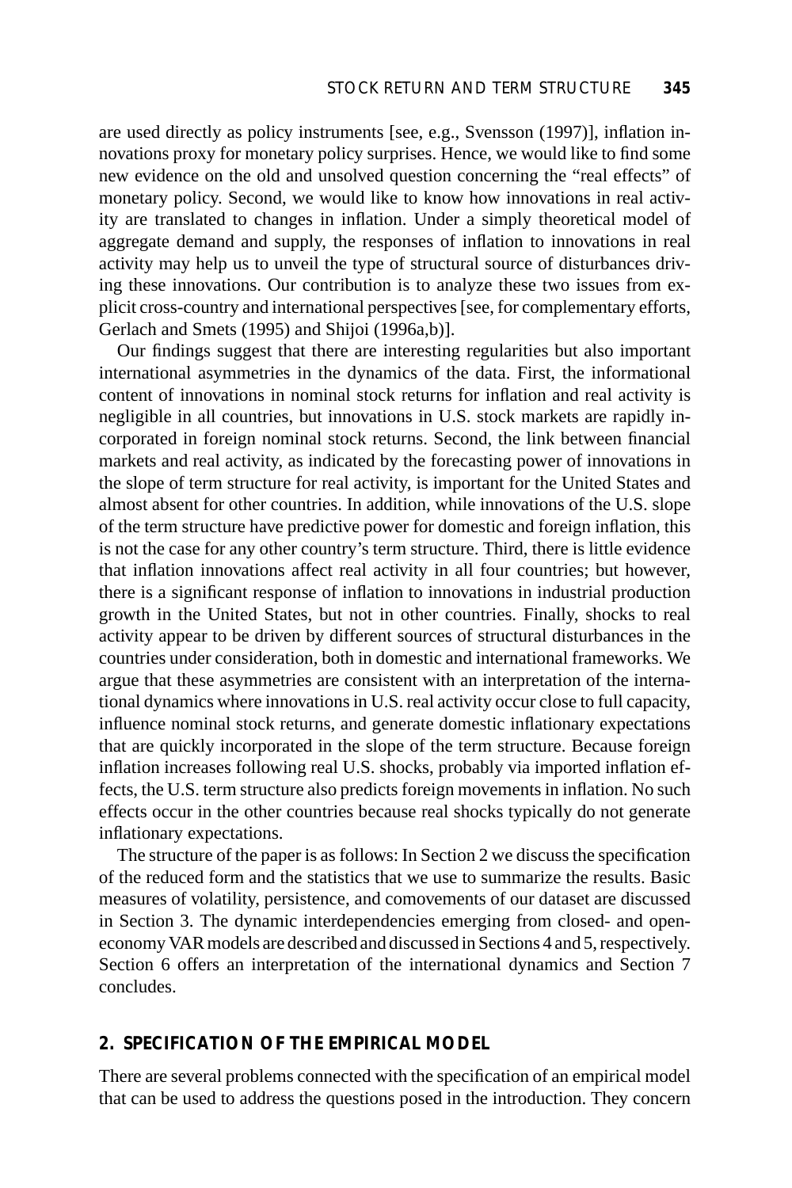are used directly as policy instruments [see, e.g., Svensson (1997)], inflation innovations proxy for monetary policy surprises. Hence, we would like to find some new evidence on the old and unsolved question concerning the "real effects" of monetary policy. Second, we would like to know how innovations in real activity are translated to changes in inflation. Under a simply theoretical model of aggregate demand and supply, the responses of inflation to innovations in real activity may help us to unveil the type of structural source of disturbances driving these innovations. Our contribution is to analyze these two issues from explicit cross-country and international perspectives [see, for complementary efforts, Gerlach and Smets (1995) and Shijoi (1996a,b)].

Our findings suggest that there are interesting regularities but also important international asymmetries in the dynamics of the data. First, the informational content of innovations in nominal stock returns for inflation and real activity is negligible in all countries, but innovations in U.S. stock markets are rapidly incorporated in foreign nominal stock returns. Second, the link between financial markets and real activity, as indicated by the forecasting power of innovations in the slope of term structure for real activity, is important for the United States and almost absent for other countries. In addition, while innovations of the U.S. slope of the term structure have predictive power for domestic and foreign inflation, this is not the case for any other country's term structure. Third, there is little evidence that inflation innovations affect real activity in all four countries; but however, there is a significant response of inflation to innovations in industrial production growth in the United States, but not in other countries. Finally, shocks to real activity appear to be driven by different sources of structural disturbances in the countries under consideration, both in domestic and international frameworks. We argue that these asymmetries are consistent with an interpretation of the international dynamics where innovations in U.S. real activity occur close to full capacity, influence nominal stock returns, and generate domestic inflationary expectations that are quickly incorporated in the slope of the term structure. Because foreign inflation increases following real U.S. shocks, probably via imported inflation effects, the U.S. term structure also predicts foreign movements in inflation. No such effects occur in the other countries because real shocks typically do not generate inflationary expectations.

The structure of the paper is as follows: In Section 2 we discuss the specification of the reduced form and the statistics that we use to summarize the results. Basic measures of volatility, persistence, and comovements of our dataset are discussed in Section 3. The dynamic interdependencies emerging from closed- and open-economy VAR models are described and discussed in Sections 4 and 5, respectively. Section 6 offers an interpretation of the international dynamics and Section 7 concludes.

## 2. SPECIFICATION OF THE EMPIRICAL MODEL

There are several problems connected with the specification of an empirical model that can be used to address the questions posed in the introduction. They concern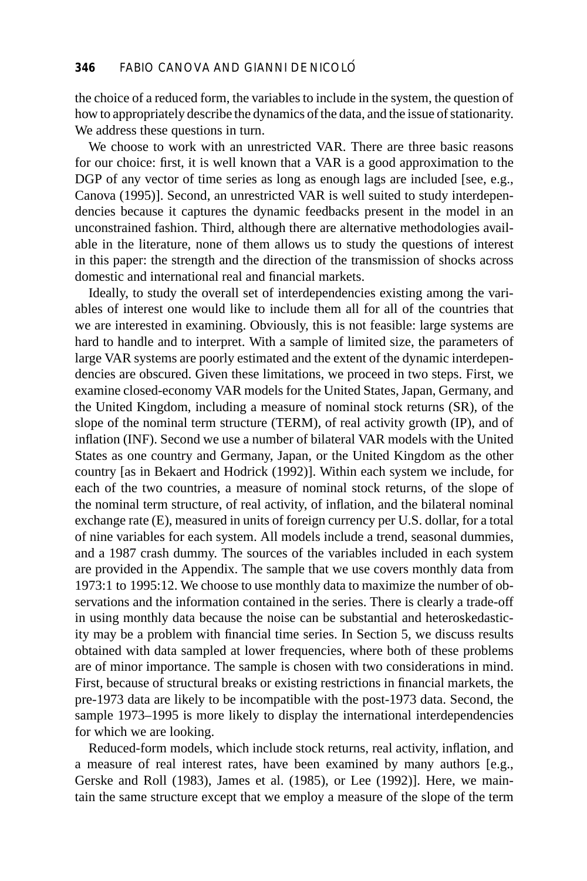the choice of a reduced form, the variables to include in the system, the question of how to appropriately describe the dynamics of the data, and the issue of stationarity. We address these questions in turn.

We choose to work with an unrestricted VAR. There are three basic reasons for our choice: first, it is well known that a VAR is a good approximation to the DGP of any vector of time series as long as enough lags are included [see, e.g., Canova (1995)]. Second, an unrestricted VAR is well suited to study interdependencies because it captures the dynamic feedbacks present in the model in an unconstrained fashion. Third, although there are alternative methodologies available in the literature, none of them allows us to study the questions of interest in this paper: the strength and the direction of the transmission of shocks across domestic and international real and financial markets.

Ideally, to study the overall set of interdependencies existing among the variables of interest one would like to include them all for all of the countries that we are interested in examining. Obviously, this is not feasible: large systems are hard to handle and to interpret. With a sample of limited size, the parameters of large VAR systems are poorly estimated and the extent of the dynamic interdependencies are obscured. Given these limitations, we proceed in two steps. First, we examine closed-economy VAR models for the United States, Japan, Germany, and the United Kingdom, including a measure of nominal stock returns (SR), of the slope of the nominal term structure (TERM), of real activity growth (IP), and of inflation (INF). Second we use a number of bilateral VAR models with the United States as one country and Germany, Japan, or the United Kingdom as the other country [as in Bekaert and Hodrick (1992)]. Within each system we include, for each of the two countries, a measure of nominal stock returns, of the slope of the nominal term structure, of real activity, of inflation, and the bilateral nominal exchange rate (E), measured in units of foreign currency per U.S. dollar, for a total of nine variables for each system. All models include a trend, seasonal dummies, and a 1987 crash dummy. The sources of the variables included in each system are provided in the Appendix. The sample that we use covers monthly data from 1973:1 to 1995:12. We choose to use monthly data to maximize the number of observations and the information contained in the series. There is clearly a trade-off in using monthly data because the noise can be substantial and heteroskedasticity may be a problem with financial time series. In Section 5, we discuss results obtained with data sampled at lower frequencies, where both of these problems are of minor importance. The sample is chosen with two considerations in mind. First, because of structural breaks or existing restrictions in financial markets, the pre-1973 data are likely to be incompatible with the post-1973 data. Second, the sample 1973–1995 is more likely to display the international interdependencies for which we are looking.

Reduced-form models, which include stock returns, real activity, inflation, and a measure of real interest rates, have been examined by many authors [e.g., Gerske and Roll (1983), James et al. (1985), or Lee (1992)]. Here, we maintain the same structure except that we employ a measure of the slope of the term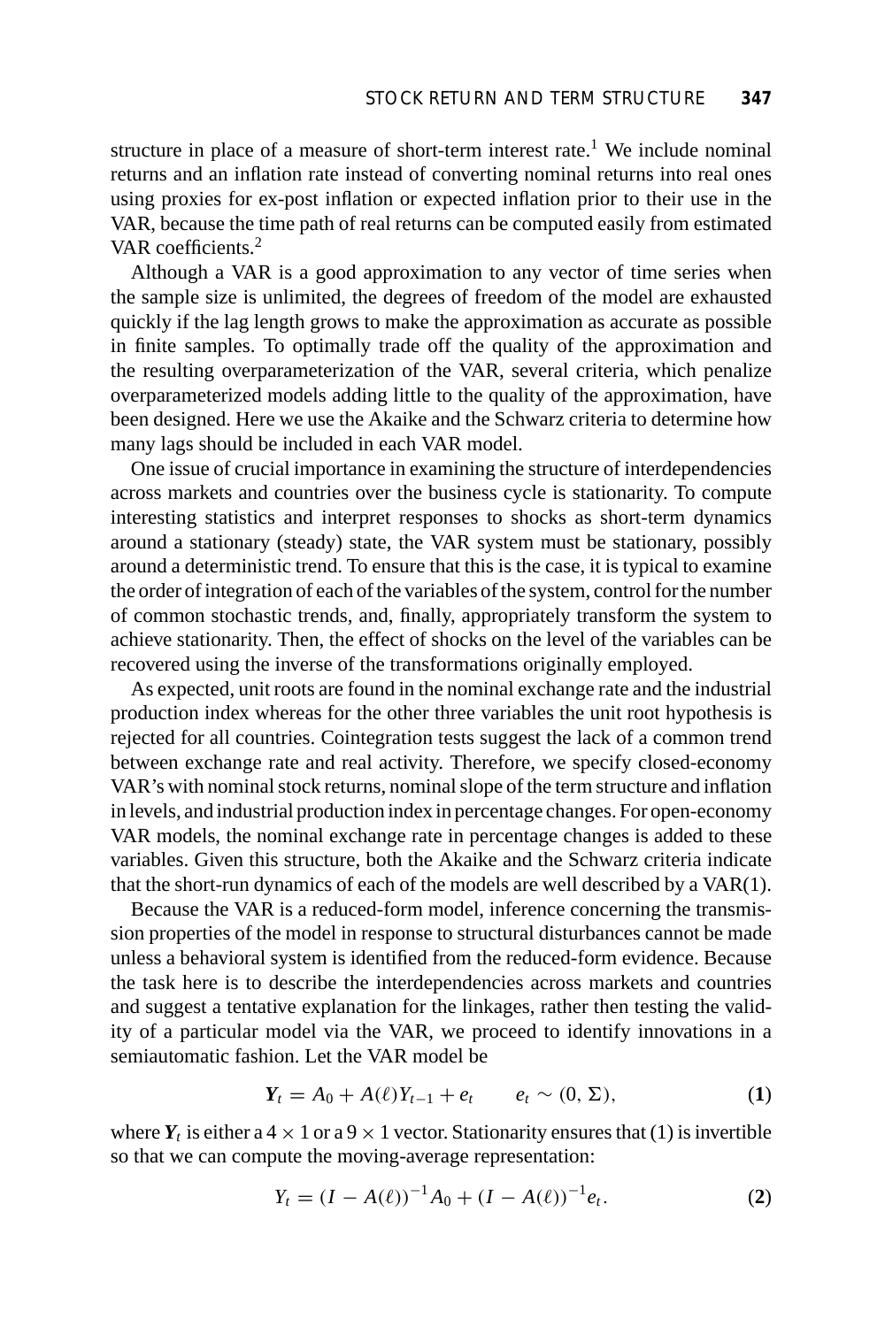structure in place of a measure of short-term interest rate.[1] We include nominal returns and an inflation rate instead of converting nominal returns into real ones using proxies for ex-post inflation or expected inflation prior to their use in the VAR, because the time path of real returns can be computed easily from estimated VAR coefficients.[2]

Although a VAR is a good approximation to any vector of time series when the sample size is unlimited, the degrees of freedom of the model are exhausted quickly if the lag length grows to make the approximation as accurate as possible in finite samples. To optimally trade off the quality of the approximation and the resulting overparameterization of the VAR, several criteria, which penalize overparameterized models adding little to the quality of the approximation, have been designed. Here we use the Akaike and the Schwarz criteria to determine how many lags should be included in each VAR model.

One issue of crucial importance in examining the structure of interdependencies across markets and countries over the business cycle is stationarity. To compute interesting statistics and interpret responses to shocks as short-term dynamics around a stationary (steady) state, the VAR system must be stationary, possibly around a deterministic trend. To ensure that this is the case, it is typical to examine the order of integration of each of the variables of the system, control for the number of common stochastic trends, and, finally, appropriately transform the system to achieve stationarity. Then, the effect of shocks on the level of the variables can be recovered using the inverse of the transformations originally employed.

As expected, unit roots are found in the nominal exchange rate and the industrial production index whereas for the other three variables the unit root hypothesis is rejected for all countries. Cointegration tests suggest the lack of a common trend between exchange rate and real activity. Therefore, we specify closed-economy VAR's with nominal stock returns, nominal slope of the term structure and inflation in levels, and industrial production index in percentage changes. For open-economy VAR models, the nominal exchange rate in percentage changes is added to these variables. Given this structure, both the Akaike and the Schwarz criteria indicate that the short-run dynamics of each of the models are well described by a VAR(1).

Because the VAR is a reduced-form model, inference concerning the transmission properties of the model in response to structural disturbances cannot be made unless a behavioral system is identified from the reduced-form evidence. Because the task here is to describe the interdependencies across markets and countries and suggest a tentative explanation for the linkages, rather then testing the validity of a particular model via the VAR, we proceed to identify innovations in a semiautomatic fashion. Let the VAR model be

$$\boldsymbol{Y}_t = A_0 + A(\ell)Y_{t-1} + e_t \qquad e_t \sim (0, \Sigma), \tag{1}$$

where $\boldsymbol{Y}_t$ is either a $4 \times 1$ or a $9 \times 1$ vector. Stationarity ensures that (1) is invertible so that we can compute the moving-average representation:

$$Y_t = (I - A(\ell))^{-1}A_0 + (I - A(\ell))^{-1}e_t. \tag{2}$$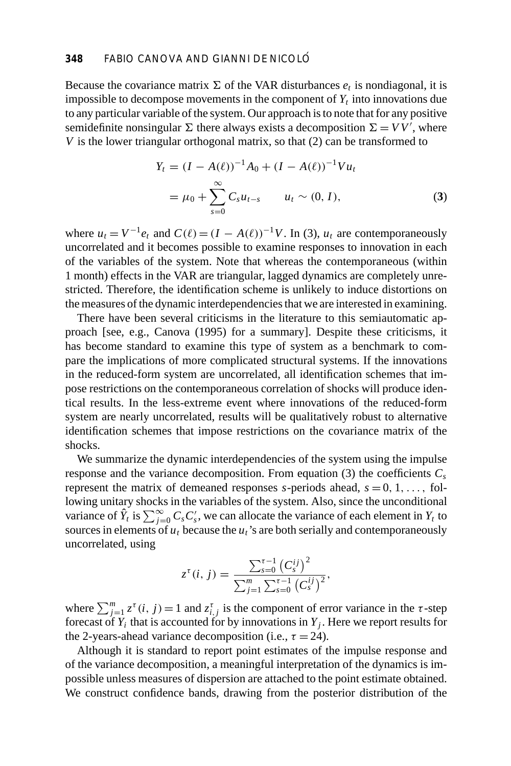Because the covariance matrix $\Sigma$ of the VAR disturbances $e_t$ is nondiagonal, it is impossible to decompose movements in the component of $Y_t$ into innovations due to any particular variable of the system. Our approach is to note that for any positive semidefinite nonsingular $\Sigma$ there always exists a decomposition $\Sigma = VV'$, where $V$ is the lower triangular orthogonal matrix, so that (2) can be transformed to

$$
\begin{aligned}
Y_t &= (I - A(\ell))^{-1}A_0 + (I - A(\ell))^{-1}Vu_t \\
&= \mu_0 + \sum_{s=0}^{\infty} C_s u_{t-s} \qquad u_t \sim (0, I),
\end{aligned} \tag{3}
$$

where $u_t = V^{-1}e_t$ and $C(\ell) = (I - A(\ell))^{-1}V$. In (3), $u_t$ are contemporaneously uncorrelated and it becomes possible to examine responses to innovation in each of the variables of the system. Note that whereas the contemporaneous (within 1 month) effects in the VAR are triangular, lagged dynamics are completely unrestricted. Therefore, the identification scheme is unlikely to induce distortions on the measures of the dynamic interdependencies that we are interested in examining.

There have been several criticisms in the literature to this semiautomatic approach [see, e.g., Canova (1995) for a summary]. Despite these criticisms, it has become standard to examine this type of system as a benchmark to compare the implications of more complicated structural systems. If the innovations in the reduced-form system are uncorrelated, all identification schemes that impose restrictions on the contemporaneous correlation of shocks will produce identical results. In the less-extreme event where innovations of the reduced-form system are nearly uncorrelated, results will be qualitatively robust to alternative identification schemes that impose restrictions on the covariance matrix of the shocks.

We summarize the dynamic interdependencies of the system using the impulse response and the variance decomposition. From equation (3) the coefficients $C_s$ represent the matrix of demeaned responses $s$-periods ahead, $s = 0, 1, \ldots,$ following unitary shocks in the variables of the system. Also, since the unconditional variance of $\hat{Y}_t$ is $\sum_{j=0}^{\infty} C_s C_s'$, we can allocate the variance of each element in $Y_t$ to sources in elements of $u_t$ because the $u_t$'s are both serially and contemporaneously uncorrelated, using

$$
z^{\tau}(i, j) = \frac{\sum_{s=0}^{\tau-1}\left(C_s^{ij}\right)^2}{\sum_{j=1}^{m}\sum_{s=0}^{\tau-1}\left(C_s^{ij}\right)^2},
$$

where $\sum_{j=1}^{m} z^{\tau}(i, j) = 1$ and $z_{i,j}^{\tau}$ is the component of error variance in the $\tau$-step forecast of $Y_i$ that is accounted for by innovations in $Y_j$. Here we report results for the 2-years-ahead variance decomposition (i.e., $\tau = 24$).

Although it is standard to report point estimates of the impulse response and of the variance decomposition, a meaningful interpretation of the dynamics is impossible unless measures of dispersion are attached to the point estimate obtained. We construct confidence bands, drawing from the posterior distribution of the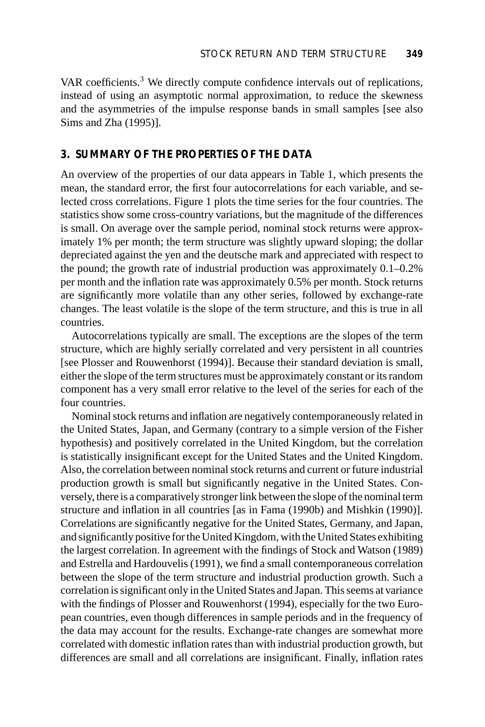VAR coefficients.[3] We directly compute confidence intervals out of replications, instead of using an asymptotic normal approximation, to reduce the skewness and the asymmetries of the impulse response bands in small samples [see also Sims and Zha (1995)].

## 3. SUMMARY OF THE PROPERTIES OF THE DATA

An overview of the properties of our data appears in Table 1, which presents the mean, the standard error, the first four autocorrelations for each variable, and selected cross correlations. Figure 1 plots the time series for the four countries. The statistics show some cross-country variations, but the magnitude of the differences is small. On average over the sample period, nominal stock returns were approximately 1% per month; the term structure was slightly upward sloping; the dollar depreciated against the yen and the deutsche mark and appreciated with respect to the pound; the growth rate of industrial production was approximately 0.1–0.2% per month and the inflation rate was approximately 0.5% per month. Stock returns are significantly more volatile than any other series, followed by exchange-rate changes. The least volatile is the slope of the term structure, and this is true in all countries.

Autocorrelations typically are small. The exceptions are the slopes of the term structure, which are highly serially correlated and very persistent in all countries [see Plosser and Rouwenhorst (1994)]. Because their standard deviation is small, either the slope of the term structures must be approximately constant or its random component has a very small error relative to the level of the series for each of the four countries.

Nominal stock returns and inflation are negatively contemporaneously related in the United States, Japan, and Germany (contrary to a simple version of the Fisher hypothesis) and positively correlated in the United Kingdom, but the correlation is statistically insignificant except for the United States and the United Kingdom. Also, the correlation between nominal stock returns and current or future industrial production growth is small but significantly negative in the United States. Conversely, there is a comparatively stronger link between the slope of the nominal term structure and inflation in all countries [as in Fama (1990b) and Mishkin (1990)]. Correlations are significantly negative for the United States, Germany, and Japan, and significantly positive for the United Kingdom, with the United States exhibiting the largest correlation. In agreement with the findings of Stock and Watson (1989) and Estrella and Hardouvelis (1991), we find a small contemporaneous correlation between the slope of the term structure and industrial production growth. Such a correlation is significant only in the United States and Japan. This seems at variance with the findings of Plosser and Rouwenhorst (1994), especially for the two European countries, even though differences in sample periods and in the frequency of the data may account for the results. Exchange-rate changes are somewhat more correlated with domestic inflation rates than with industrial production growth, but differences are small and all correlations are insignificant. Finally, inflation rates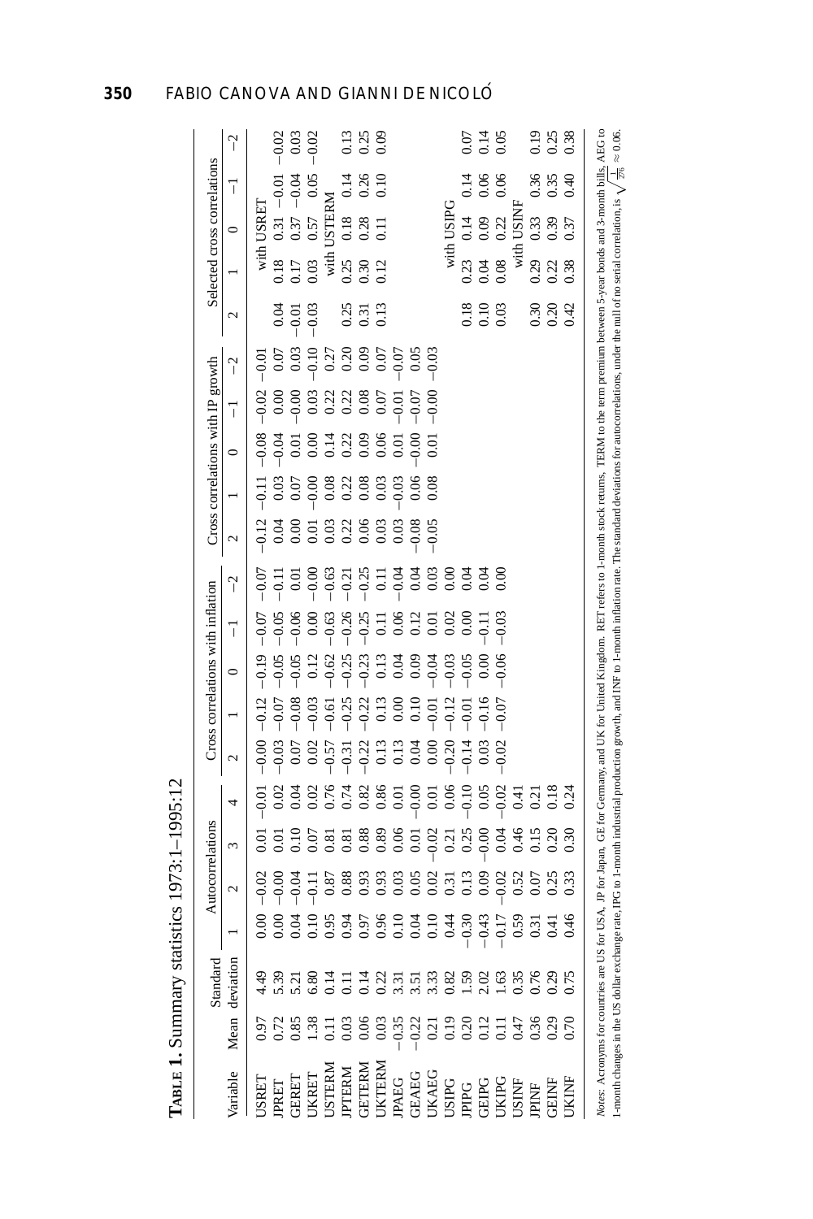**Table 1.** Summary statistics 1973:1–1995:12

| Variable | Mean | Standard deviation | Autocorrelations | | | | Cross correlations with inflation | | | | | Cross correlations with IP growth | | | | | Selected cross correlations | | | | |
|---|---|---|---|---|---|---|---|---|---|---|---|---|---|---|---|---|---|---|---|---|---|
| | | | 1 | 2 | 3 | 4 | 2 | 1 | 0 | −1 | −2 | 2 | 1 | 0 | −1 | −2 | 2 | 1 | 0 | −1 | −2 |
| USRET | 0.97 | 4.49 | 0.00 | −0.02 | 0.01 | −0.01 | −0.00 | −0.12 | −0.19 | −0.07 | −0.07 | −0.12 | −0.11 | −0.08 | −0.02 | −0.01 | | with USRET | | | |
| JPRET | 0.72 | 5.39 | 0.00 | −0.00 | 0.01 | 0.02 | −0.03 | −0.07 | −0.05 | −0.05 | −0.11 | 0.04 | 0.03 | −0.04 | 0.00 | 0.07 | 0.04 | 0.18 | 0.31 | −0.01 | −0.02 |
| GERET | 0.85 | 5.21 | 0.04 | −0.04 | 0.10 | 0.04 | 0.07 | −0.08 | −0.05 | −0.06 | 0.01 | 0.00 | 0.07 | 0.01 | −0.00 | 0.03 | −0.01 | 0.17 | 0.37 | −0.04 | 0.03 |
| UKRET | 1.38 | 6.80 | 0.10 | −0.11 | 0.07 | 0.02 | 0.02 | −0.03 | 0.12 | 0.00 | −0.00 | 0.01 | −0.00 | 0.00 | 0.03 | −0.10 | −0.03 | 0.03 | 0.57 | 0.05 | −0.02 |
| USTERM | 0.11 | 0.14 | 0.95 | 0.87 | 0.81 | 0.76 | −0.57 | −0.61 | −0.62 | −0.63 | −0.63 | 0.03 | 0.08 | 0.14 | 0.22 | 0.27 | | with USTERM | | | |
| JPTERM | 0.03 | 0.11 | 0.94 | 0.88 | 0.81 | 0.74 | −0.31 | −0.25 | −0.25 | −0.26 | −0.21 | 0.22 | 0.22 | 0.22 | 0.22 | 0.20 | 0.25 | 0.25 | 0.18 | 0.14 | 0.13 |
| GETERM | 0.06 | 0.14 | 0.97 | 0.93 | 0.88 | 0.82 | −0.22 | −0.22 | −0.23 | −0.25 | −0.25 | 0.06 | 0.08 | 0.09 | 0.08 | 0.09 | 0.31 | 0.30 | 0.28 | 0.26 | 0.25 |
| UKTERM | 0.03 | 0.22 | 0.96 | 0.93 | 0.89 | 0.86 | 0.13 | 0.13 | 0.13 | 0.11 | 0.11 | 0.03 | 0.03 | 0.06 | 0.07 | 0.07 | 0.13 | 0.12 | 0.11 | 0.10 | 0.09 |
| JPAEG | −0.35 | 3.31 | 0.10 | 0.03 | 0.06 | 0.01 | 0.13 | 0.00 | 0.04 | 0.06 | −0.04 | 0.03 | −0.03 | 0.01 | −0.01 | −0.07 | | | | | |
| GEAEG | −0.22 | 3.51 | 0.04 | 0.05 | 0.01 | −0.00 | 0.04 | 0.10 | 0.09 | 0.12 | 0.04 | −0.08 | 0.06 | −0.00 | −0.07 | 0.05 | | | | | |
| UKAEG | 0.21 | 3.33 | 0.10 | 0.02 | −0.02 | 0.01 | 0.00 | −0.01 | −0.04 | 0.01 | 0.03 | −0.05 | 0.08 | 0.01 | −0.00 | −0.03 | | | | | |
| USIPG | 0.19 | 0.82 | 0.44 | 0.31 | 0.21 | 0.06 | −0.20 | −0.12 | −0.03 | 0.02 | 0.00 | | | | | | | with USIPG | | | |
| JPIPG | 0.20 | 1.59 | −0.30 | 0.13 | 0.25 | −0.10 | −0.14 | −0.01 | −0.05 | 0.00 | 0.04 | | | | | | 0.18 | 0.23 | 0.14 | 0.14 | 0.07 |
| GEIPG | 0.12 | 2.02 | −0.43 | 0.09 | −0.00 | 0.05 | 0.03 | −0.16 | 0.00 | −0.11 | 0.04 | | | | | | 0.10 | 0.04 | 0.09 | 0.06 | 0.14 |
| UKIPG | 0.11 | 1.63 | −0.17 | −0.02 | 0.04 | −0.02 | −0.02 | −0.07 | −0.06 | −0.03 | 0.00 | | | | | | 0.03 | 0.08 | 0.22 | 0.06 | 0.05 |
| USINF | 0.47 | 0.35 | 0.59 | 0.52 | 0.46 | 0.41 | | | | | | | | | | | | with USINF | | | |
| JPINF | 0.36 | 0.76 | 0.31 | 0.07 | 0.15 | 0.21 | | | | | | | | | | | 0.30 | 0.29 | 0.33 | 0.36 | 0.19 |
| GEINF | 0.29 | 0.29 | 0.41 | 0.25 | 0.20 | 0.18 | | | | | | | | | | | 0.20 | 0.22 | 0.39 | 0.35 | 0.25 |
| UKINF | 0.70 | 0.75 | 0.46 | 0.33 | 0.30 | 0.24 | | | | | | | | | | | 0.42 | 0.38 | 0.37 | 0.40 | 0.38 |

*Notes:* Acronyms for countries are US for USA, JP for Japan, GE for Germany, and UK for United Kingdom. RET refers to 1-month stock returns, TERM to the term premium between 5-year bonds and 3-month bills, AEG to 1-month changes in the US dollar exchange rate, IPG to 1-month industrial production growth, and INF to 1-month inflation rate. The standard deviations for autocorrelations, under the null of no serial correlation, is $\sqrt{\frac{1}{276}} \approx 0.06$.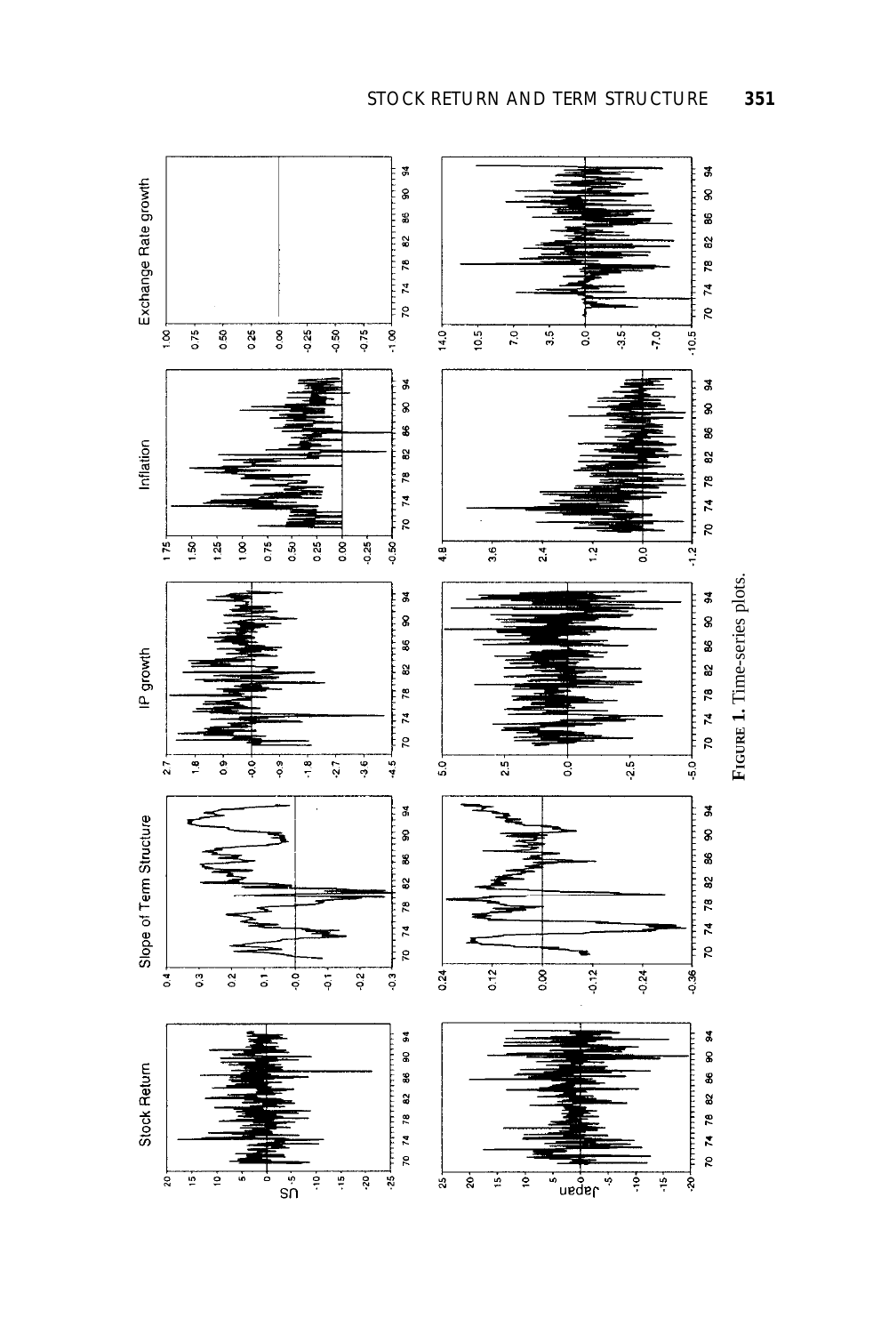FIGURE 1. Time-series plots.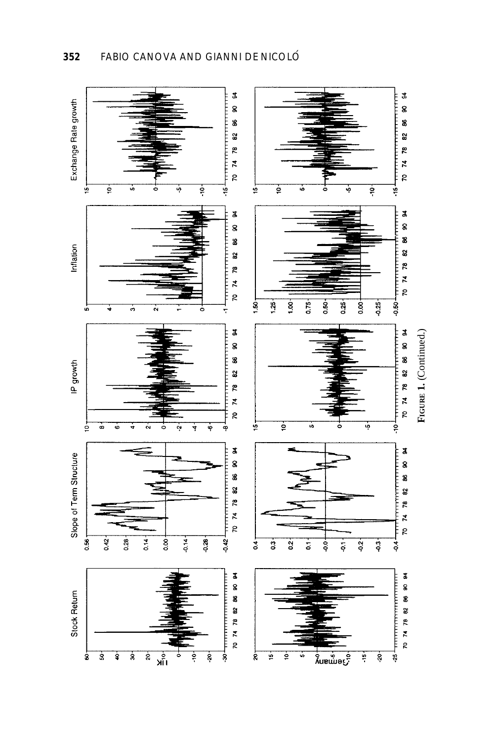FIGURE 1. (Continued.)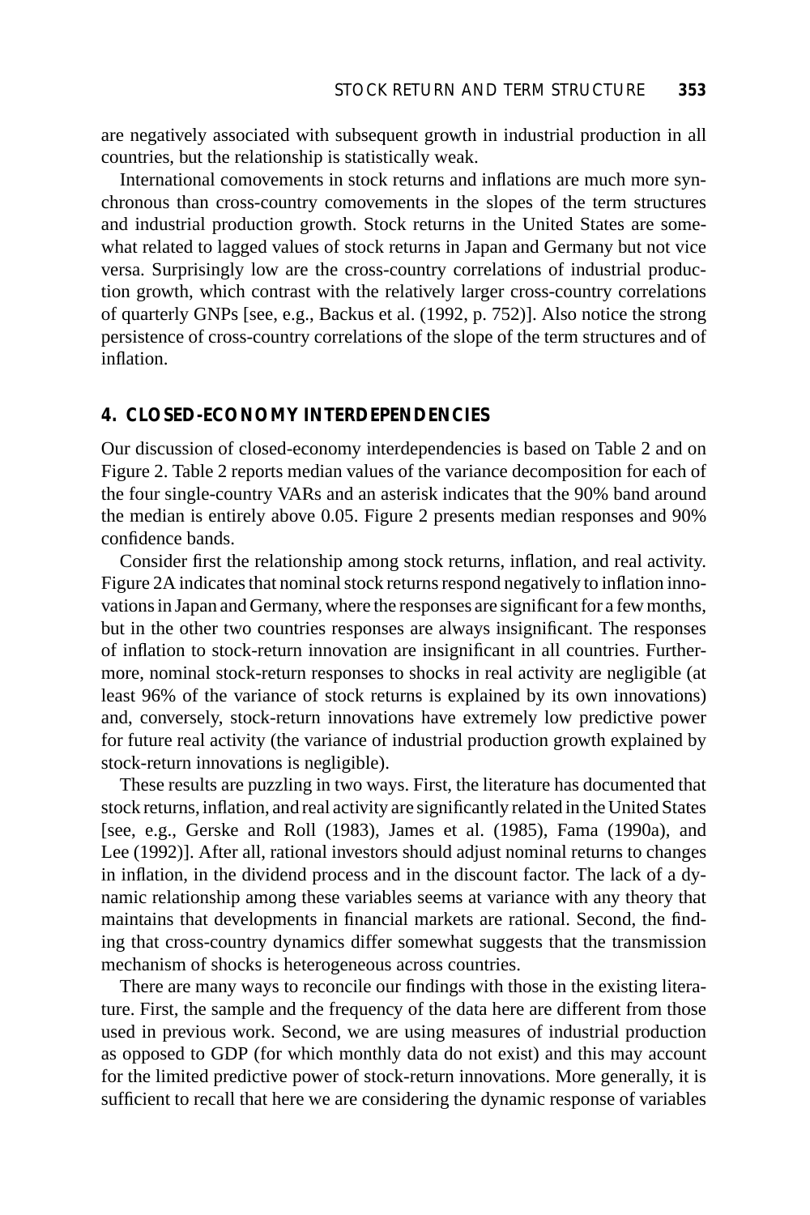are negatively associated with subsequent growth in industrial production in all countries, but the relationship is statistically weak.

International comovements in stock returns and inflations are much more synchronous than cross-country comovements in the slopes of the term structures and industrial production growth. Stock returns in the United States are somewhat related to lagged values of stock returns in Japan and Germany but not vice versa. Surprisingly low are the cross-country correlations of industrial production growth, which contrast with the relatively larger cross-country correlations of quarterly GNPs [see, e.g., Backus et al. (1992, p. 752)]. Also notice the strong persistence of cross-country correlations of the slope of the term structures and of inflation.

## 4. CLOSED-ECONOMY INTERDEPENDENCIES

Our discussion of closed-economy interdependencies is based on Table 2 and on Figure 2. Table 2 reports median values of the variance decomposition for each of the four single-country VARs and an asterisk indicates that the 90% band around the median is entirely above 0.05. Figure 2 presents median responses and 90% confidence bands.

Consider first the relationship among stock returns, inflation, and real activity. Figure 2A indicates that nominal stock returns respond negatively to inflation innovations in Japan and Germany, where the responses are significant for a few months, but in the other two countries responses are always insignificant. The responses of inflation to stock-return innovation are insignificant in all countries. Furthermore, nominal stock-return responses to shocks in real activity are negligible (at least 96% of the variance of stock returns is explained by its own innovations) and, conversely, stock-return innovations have extremely low predictive power for future real activity (the variance of industrial production growth explained by stock-return innovations is negligible).

These results are puzzling in two ways. First, the literature has documented that stock returns, inflation, and real activity are significantly related in the United States [see, e.g., Gerske and Roll (1983), James et al. (1985), Fama (1990a), and Lee (1992)]. After all, rational investors should adjust nominal returns to changes in inflation, in the dividend process and in the discount factor. The lack of a dynamic relationship among these variables seems at variance with any theory that maintains that developments in financial markets are rational. Second, the finding that cross-country dynamics differ somewhat suggests that the transmission mechanism of shocks is heterogeneous across countries.

There are many ways to reconcile our findings with those in the existing literature. First, the sample and the frequency of the data here are different from those used in previous work. Second, we are using measures of industrial production as opposed to GDP (for which monthly data do not exist) and this may account for the limited predictive power of stock-return innovations. More generally, it is sufficient to recall that here we are considering the dynamic response of variables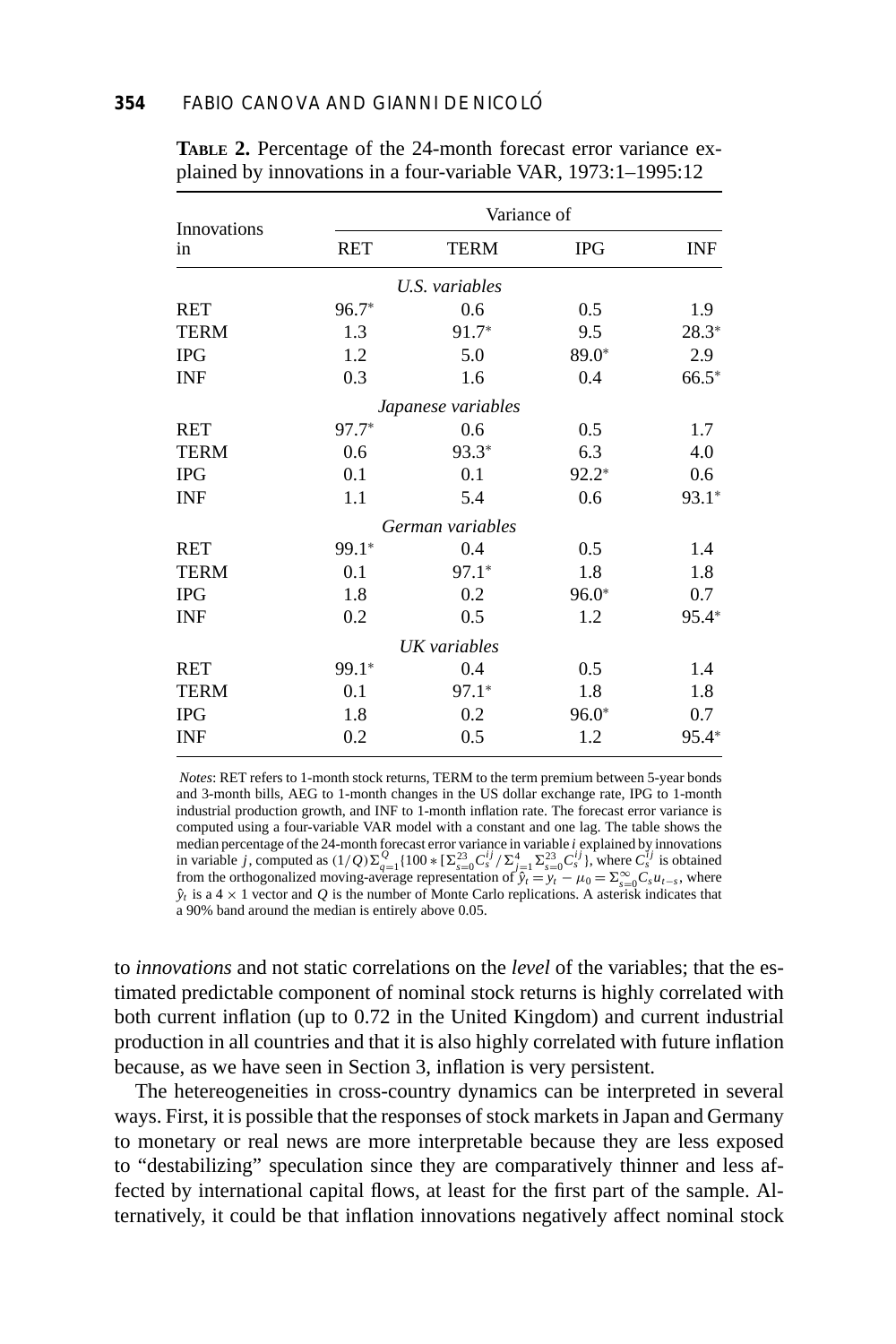**Table 2.** Percentage of the 24-month forecast error variance explained by innovations in a four-variable VAR, 1973:1–1995:12

| Innovations in | Variance of | | | |
|---|---|---|---|---|
| | RET | TERM | IPG | INF |
| *U.S. variables* | | | | |
| RET | 96.7* | 0.6 | 0.5 | 1.9 |
| TERM | 1.3 | 91.7* | 9.5 | 28.3* |
| IPG | 1.2 | 5.0 | 89.0* | 2.9 |
| INF | 0.3 | 1.6 | 0.4 | 66.5* |
| *Japanese variables* | | | | |
| RET | 97.7* | 0.6 | 0.5 | 1.7 |
| TERM | 0.6 | 93.3* | 6.3 | 4.0 |
| IPG | 0.1 | 0.1 | 92.2* | 0.6 |
| INF | 1.1 | 5.4 | 0.6 | 93.1* |
| *German variables* | | | | |
| RET | 99.1* | 0.4 | 0.5 | 1.4 |
| TERM | 0.1 | 97.1* | 1.8 | 1.8 |
| IPG | 1.8 | 0.2 | 96.0* | 0.7 |
| INF | 0.2 | 0.5 | 1.2 | 95.4* |
| *UK variables* | | | | |
| RET | 99.1* | 0.4 | 0.5 | 1.4 |
| TERM | 0.1 | 97.1* | 1.8 | 1.8 |
| IPG | 1.8 | 0.2 | 96.0* | 0.7 |
| INF | 0.2 | 0.5 | 1.2 | 95.4* |

*Notes*: RET refers to 1-month stock returns, TERM to the term premium between 5-year bonds and 3-month bills, AEG to 1-month changes in the US dollar exchange rate, IPG to 1-month industrial production growth, and INF to 1-month inflation rate. The forecast error variance is computed using a four-variable VAR model with a constant and one lag. The table shows the median percentage of the 24-month forecast error variance in variable $i$ explained by innovations in variable $j$, computed as $(1/Q)\Sigma_{q=1}^{Q}\{100 * [\Sigma_{s=0}^{23} C_s^{ij} / \Sigma_{j=1}^{4} \Sigma_{s=0}^{23} C_s^{ij}]\}$, where $C_s^{ij}$ is obtained from the orthogonalized moving-average representation of $\hat{y}_t = y_t - \mu_0 = \Sigma_{s=0}^{\infty} C_s u_{t-s}$, where $\hat{y}_t$ is a $4 \times 1$ vector and $Q$ is the number of Monte Carlo replications. A asterisk indicates that a 90% band around the median is entirely above 0.05.

to *innovations* and not static correlations on the *level* of the variables; that the estimated predictable component of nominal stock returns is highly correlated with both current inflation (up to 0.72 in the United Kingdom) and current industrial production in all countries and that it is also highly correlated with future inflation because, as we have seen in Section 3, inflation is very persistent.

The hetereogeneities in cross-country dynamics can be interpreted in several ways. First, it is possible that the responses of stock markets in Japan and Germany to monetary or real news are more interpretable because they are less exposed to "destabilizing" speculation since they are comparatively thinner and less affected by international capital flows, at least for the first part of the sample. Alternatively, it could be that inflation innovations negatively affect nominal stock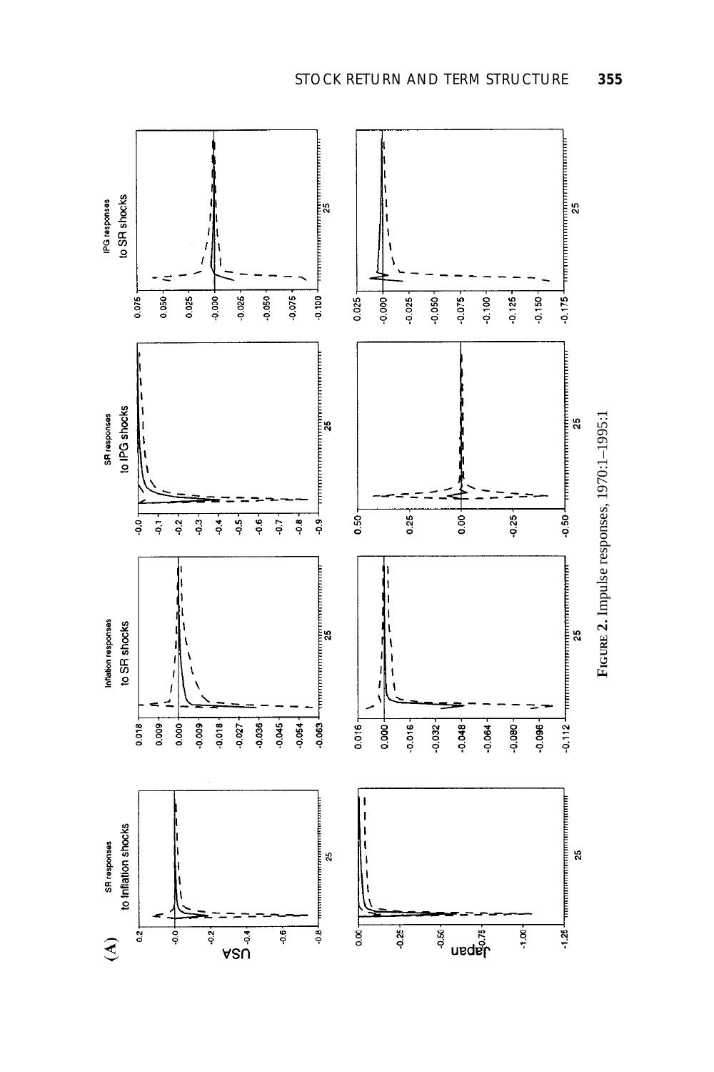**Figure 2.** Impulse responses, 1970:1–1995:1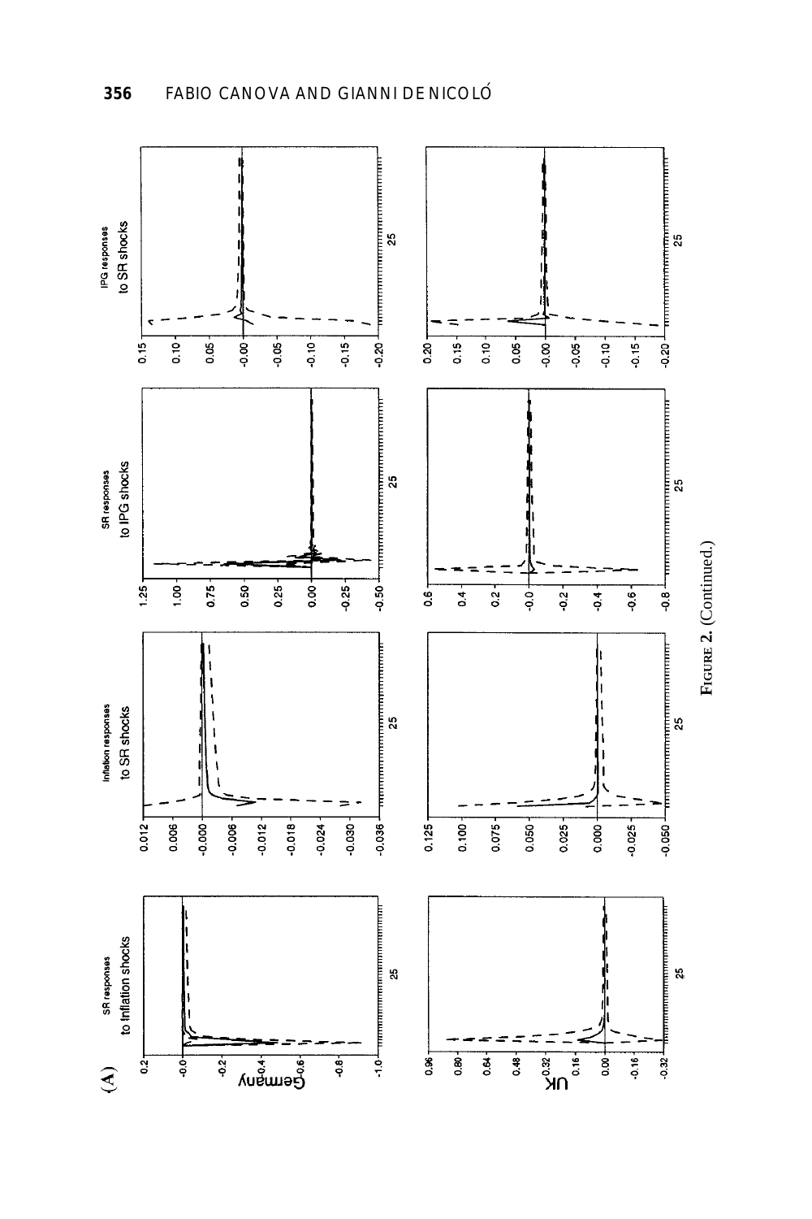FIGURE 2. (Continued.)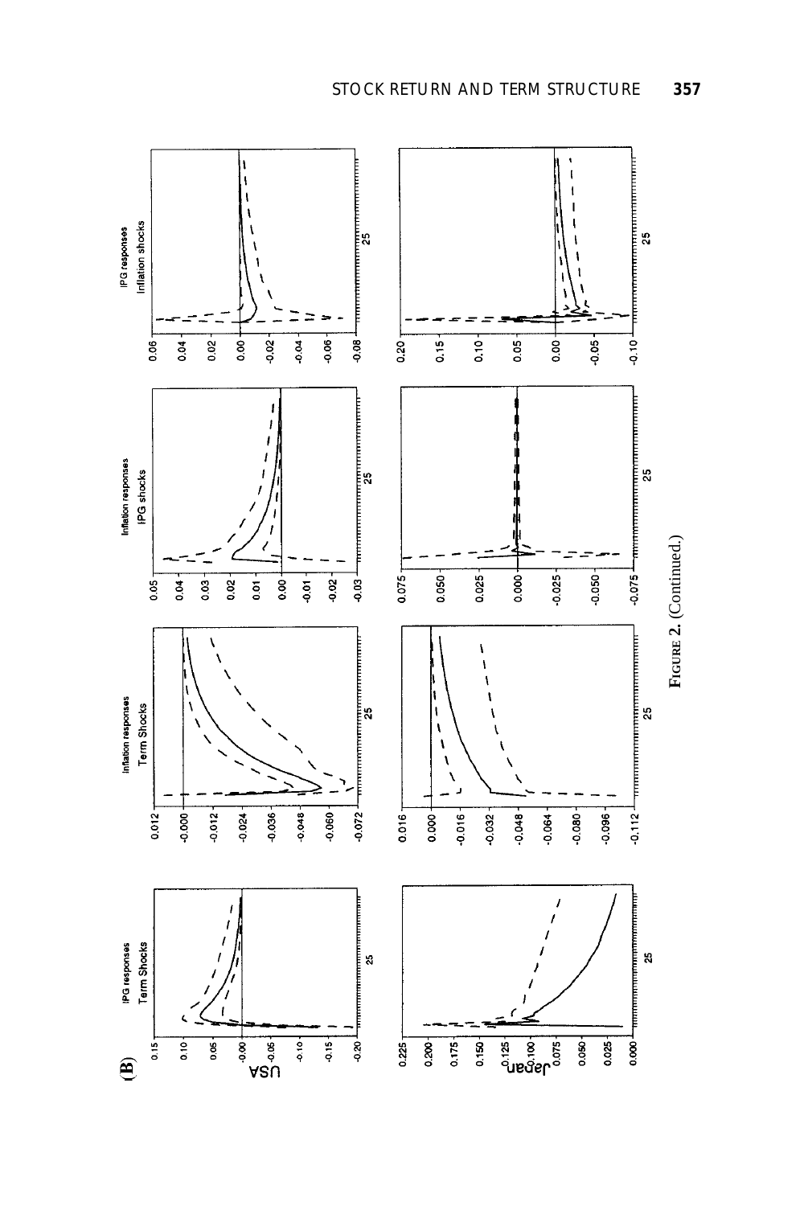**Figure 2.** (Continued.)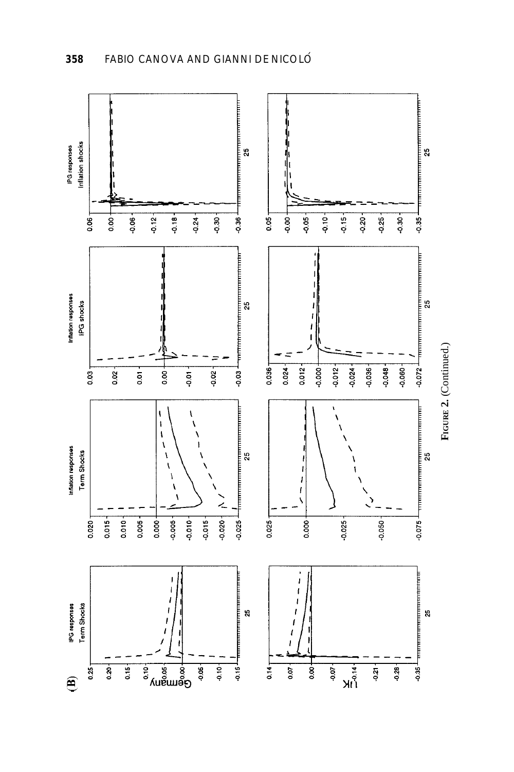**(B)**

**FIGURE 2.** (Continued.)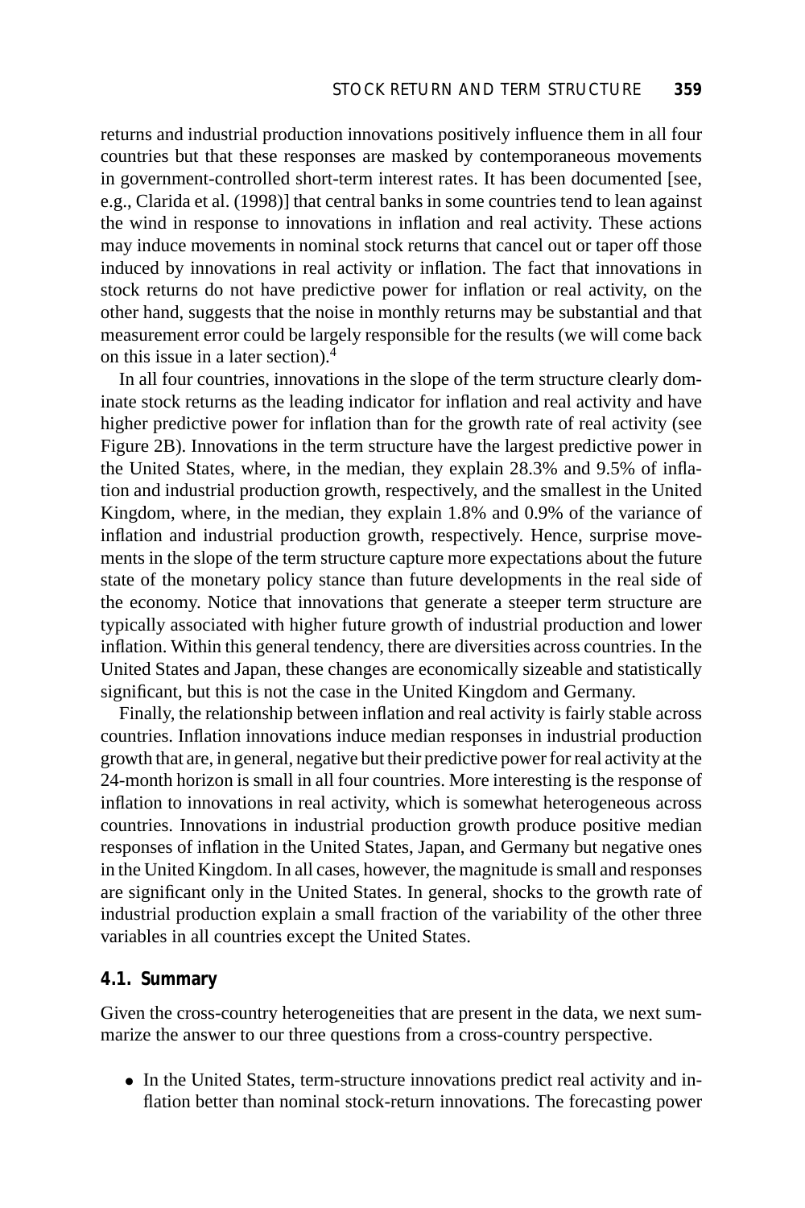returns and industrial production innovations positively influence them in all four countries but that these responses are masked by contemporaneous movements in government-controlled short-term interest rates. It has been documented [see, e.g., Clarida et al. (1998)] that central banks in some countries tend to lean against the wind in response to innovations in inflation and real activity. These actions may induce movements in nominal stock returns that cancel out or taper off those induced by innovations in real activity or inflation. The fact that innovations in stock returns do not have predictive power for inflation or real activity, on the other hand, suggests that the noise in monthly returns may be substantial and that measurement error could be largely responsible for the results (we will come back on this issue in a later section).[4]

In all four countries, innovations in the slope of the term structure clearly dominate stock returns as the leading indicator for inflation and real activity and have higher predictive power for inflation than for the growth rate of real activity (see Figure 2B). Innovations in the term structure have the largest predictive power in the United States, where, in the median, they explain 28.3% and 9.5% of inflation and industrial production growth, respectively, and the smallest in the United Kingdom, where, in the median, they explain 1.8% and 0.9% of the variance of inflation and industrial production growth, respectively. Hence, surprise movements in the slope of the term structure capture more expectations about the future state of the monetary policy stance than future developments in the real side of the economy. Notice that innovations that generate a steeper term structure are typically associated with higher future growth of industrial production and lower inflation. Within this general tendency, there are diversities across countries. In the United States and Japan, these changes are economically sizeable and statistically significant, but this is not the case in the United Kingdom and Germany.

Finally, the relationship between inflation and real activity is fairly stable across countries. Inflation innovations induce median responses in industrial production growth that are, in general, negative but their predictive power for real activity at the 24-month horizon is small in all four countries. More interesting is the response of inflation to innovations in real activity, which is somewhat heterogeneous across countries. Innovations in industrial production growth produce positive median responses of inflation in the United States, Japan, and Germany but negative ones in the United Kingdom. In all cases, however, the magnitude is small and responses are significant only in the United States. In general, shocks to the growth rate of industrial production explain a small fraction of the variability of the other three variables in all countries except the United States.

### 4.1. Summary

Given the cross-country heterogeneities that are present in the data, we next summarize the answer to our three questions from a cross-country perspective.

- In the United States, term-structure innovations predict real activity and inflation better than nominal stock-return innovations. The forecasting power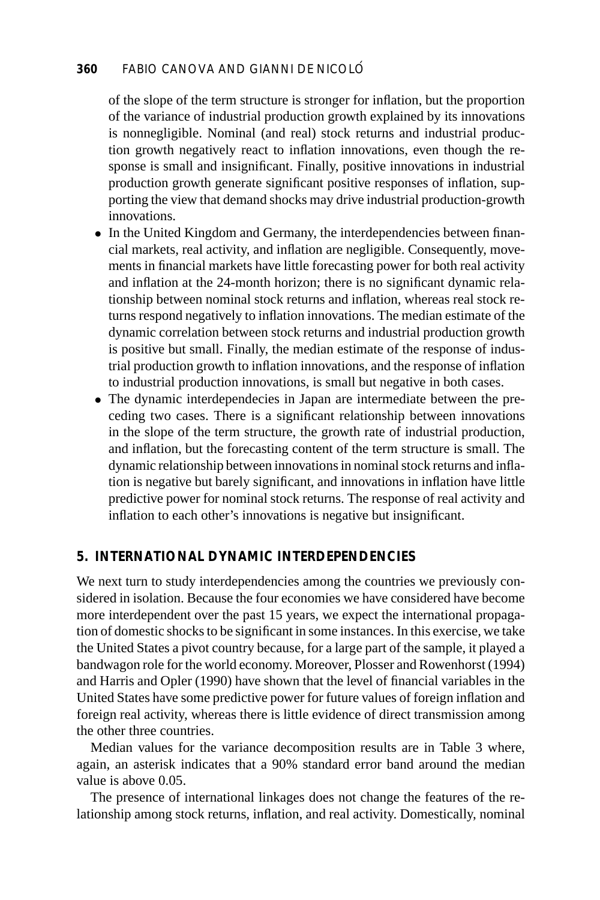of the slope of the term structure is stronger for inflation, but the proportion of the variance of industrial production growth explained by its innovations is nonnegligible. Nominal (and real) stock returns and industrial production growth negatively react to inflation innovations, even though the response is small and insignificant. Finally, positive innovations in industrial production growth generate significant positive responses of inflation, supporting the view that demand shocks may drive industrial production-growth innovations.

- In the United Kingdom and Germany, the interdependencies between financial markets, real activity, and inflation are negligible. Consequently, movements in financial markets have little forecasting power for both real activity and inflation at the 24-month horizon; there is no significant dynamic relationship between nominal stock returns and inflation, whereas real stock returns respond negatively to inflation innovations. The median estimate of the dynamic correlation between stock returns and industrial production growth is positive but small. Finally, the median estimate of the response of industrial production growth to inflation innovations, and the response of inflation to industrial production innovations, is small but negative in both cases.
- The dynamic interdependecies in Japan are intermediate between the preceding two cases. There is a significant relationship between innovations in the slope of the term structure, the growth rate of industrial production, and inflation, but the forecasting content of the term structure is small. The dynamic relationship between innovations in nominal stock returns and inflation is negative but barely significant, and innovations in inflation have little predictive power for nominal stock returns. The response of real activity and inflation to each other's innovations is negative but insignificant.

## 5. INTERNATIONAL DYNAMIC INTERDEPENDENCIES

We next turn to study interdependencies among the countries we previously considered in isolation. Because the four economies we have considered have become more interdependent over the past 15 years, we expect the international propagation of domestic shocks to be significant in some instances. In this exercise, we take the United States a pivot country because, for a large part of the sample, it played a bandwagon role for the world economy. Moreover, Plosser and Rowenhorst (1994) and Harris and Opler (1990) have shown that the level of financial variables in the United States have some predictive power for future values of foreign inflation and foreign real activity, whereas there is little evidence of direct transmission among the other three countries.

Median values for the variance decomposition results are in Table 3 where, again, an asterisk indicates that a 90% standard error band around the median value is above 0.05.

The presence of international linkages does not change the features of the relationship among stock returns, inflation, and real activity. Domestically, nominal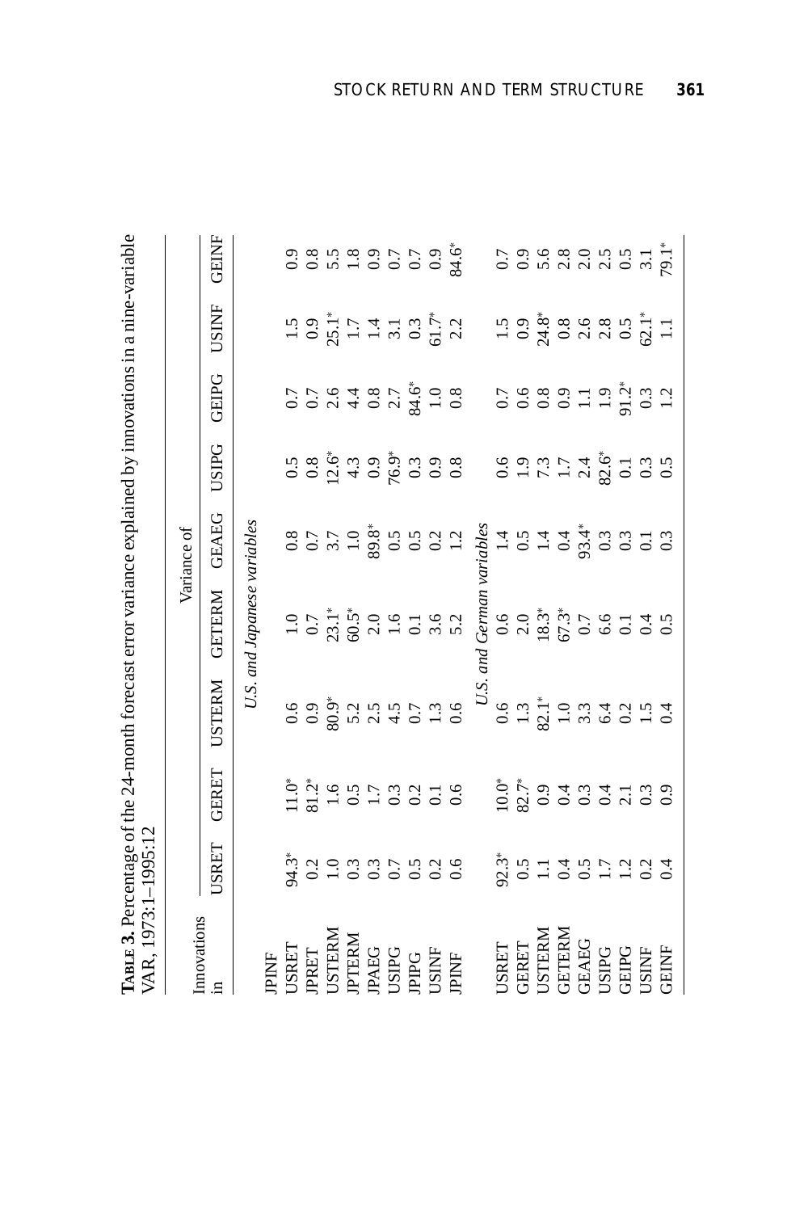**TABLE 3.** Percentage of the 24-month forecast error variance explained by innovations in a nine-variable VAR, 1973:1–1995:12

| Innovations in | Variance of | | | | | | | | |
|---|---|---|---|---|---|---|---|---|---|
| | USRET | GERET | USTERM | GETERM | GEAEG | USIPG | GEIPG | USINF | GEINF |
| | *U.S. and Japanese variables* | | | | | | | | |
| JPINF | | | | | | | | | |
| USRET | 94.3* | 11.0* | 0.6 | 1.0 | 0.8 | 0.5 | 0.7 | 1.5 | 0.9 |
| JPRET | 0.2 | 81.2* | 0.9 | 0.7 | 0.7 | 0.8 | 0.7 | 0.9 | 0.8 |
| USTERM | 1.0 | 1.6 | 80.9* | 23.1* | 3.7 | 12.6* | 2.6 | 25.1* | 5.5 |
| JPTERM | 0.3 | 0.5 | 5.2 | 60.5* | 1.0 | 4.3 | 4.4 | 1.7 | 1.8 |
| JPAEG | 0.3 | 1.7 | 2.5 | 2.0 | 89.8* | 0.9 | 0.8 | 1.4 | 0.9 |
| USIPG | 0.7 | 0.3 | 4.5 | 1.6 | 0.5 | 76.9* | 2.7 | 3.1 | 0.7 |
| JPIPG | 0.5 | 0.2 | 0.7 | 0.1 | 0.5 | 0.3 | 84.6* | 0.3 | 0.7 |
| USINF | 0.2 | 0.1 | 1.3 | 3.6 | 0.2 | 0.9 | 1.0 | 61.7* | 0.9 |
| JPINF | 0.6 | 0.6 | 0.6 | 5.2 | 1.2 | 0.8 | 0.8 | 2.2 | 84.6* |
| | *U.S. and German variables* | | | | | | | | |
| USRET | 92.3* | 10.0* | 0.6 | 0.6 | 1.4 | 0.6 | 0.7 | 1.5 | 0.7 |
| GERET | 0.5 | 82.7* | 1.3 | 2.0 | 0.5 | 1.9 | 0.6 | 0.9 | 0.9 |
| USTERM | 1.1 | 0.9 | 82.1* | 18.3* | 1.4 | 7.3 | 0.8 | 24.8* | 5.6 |
| GETERM | 0.4 | 0.4 | 1.0 | 67.3* | 0.4 | 1.7 | 0.9 | 0.8 | 2.8 |
| GEAEG | 0.5 | 0.3 | 3.3 | 0.7 | 93.4* | 2.4 | 1.1 | 2.6 | 2.0 |
| USIPG | 1.7 | 0.4 | 6.4 | 6.6 | 0.3 | 82.6* | 1.9 | 2.8 | 2.5 |
| GEIPG | 1.2 | 2.1 | 0.2 | 0.1 | 0.3 | 0.1 | 91.2* | 0.5 | 0.5 |
| USINF | 0.2 | 0.3 | 1.5 | 0.4 | 0.1 | 0.3 | 0.3 | 62.1* | 3.1 |
| GEINF | 0.4 | 0.9 | 0.4 | 0.5 | 0.3 | 0.5 | 1.2 | 1.1 | 79.1* |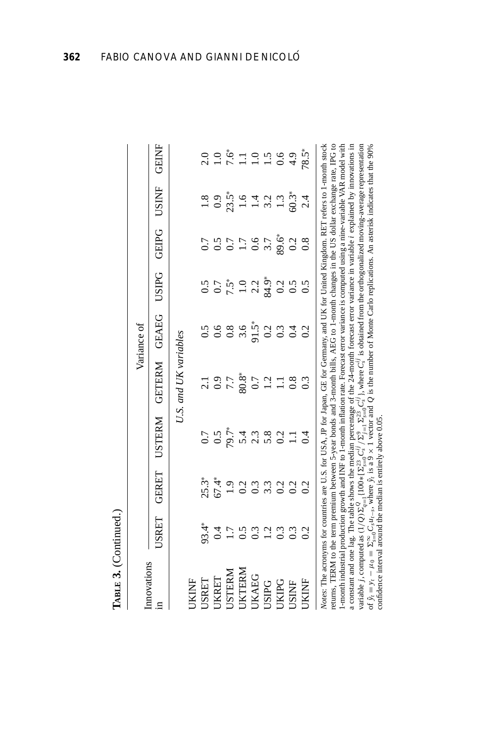**Table 3.** (Continued.)

| Innovations in | Variance of | | | | | | | | |
|---|---|---|---|---|---|---|---|---|---|
| | USRET | GERET | USTERM | GETERM | GEAEG | USIPG | GEIPG | USINF | GEINF |
| | *U.S. and UK variables* | | | | | | | | |
| UKINF | | | | | | | | | |
| USRET | 93.4* | 25.3* | 0.7 | 2.1 | 0.5 | 0.5 | 0.7 | 1.8 | 2.0 |
| UKRET | 0.4 | 67.4* | 0.5 | 0.9 | 0.6 | 0.7 | 0.5 | 0.9 | 1.0 |
| USTERM | 1.7 | 1.9 | 79.7* | 7.7 | 0.8 | 7.5* | 0.7 | 23.5* | 7.6* |
| UKTERM | 0.5 | 0.2 | 5.4 | 80.8* | 3.6 | 1.0 | 1.7 | 1.6 | 1.1 |
| UKAEG | 0.3 | 0.3 | 2.3 | 0.7 | 91.5* | 2.2 | 0.6 | 1.4 | 1.0 |
| USIPG | 1.2 | 3.3 | 5.8 | 1.2 | 0.2 | 84.9* | 3.7 | 3.2 | 1.5 |
| UKIPG | 0.3 | 0.2 | 0.2 | 1.1 | 0.3 | 0.2 | 89.6* | 1.3 | 0.6 |
| USINF | 0.3 | 0.2 | 1.1 | 0.8 | 0.4 | 0.5 | 0.2 | 60.3* | 4.9 |
| UKINF | 0.2 | 0.2 | 0.4 | 0.3 | 0.2 | 0.5 | 0.8 | 2.4 | 78.5* |

*Notes*: The acronyms for countries are U.S. for USA, JP for Japan, GE for Germany, and UK for United Kingdom. RET refers to 1-month stock returns, TERM to the term premium between 5-year bonds and 3-month bills, AEG to 1-month changes in the US dollar exchange rate, IPG to 1-month industrial production growth and INF to 1-month inflation rate. Forecast error variance is computed using a nine-variable VAR model with a constant and one lag. The table shows the median percentage of the 24-month forecast error variance in variable $i$ explained by innovations in variable $j$, computed as $(1/Q)\Sigma_{q=1}^{Q}\{100*[\Sigma_{s=0}^{23}C_s^{ij}/\Sigma_{j=1}^{9}\Sigma_{s=0}^{23}C_s^{ij}]\}$, where $C_s^{ij}$ is obtained from the orthogonalized moving-average representation of $\tilde{y}_t = y_t - \mu_0 = \Sigma_{s=0}^{\infty}C_s u_{t-s}$, where $\tilde{y}_t$ is a $9 \times 1$ vector and $Q$ is the number of Monte Carlo replications. An asterisk indicates that the 90% confidence interval around the median is entirely above 0.05.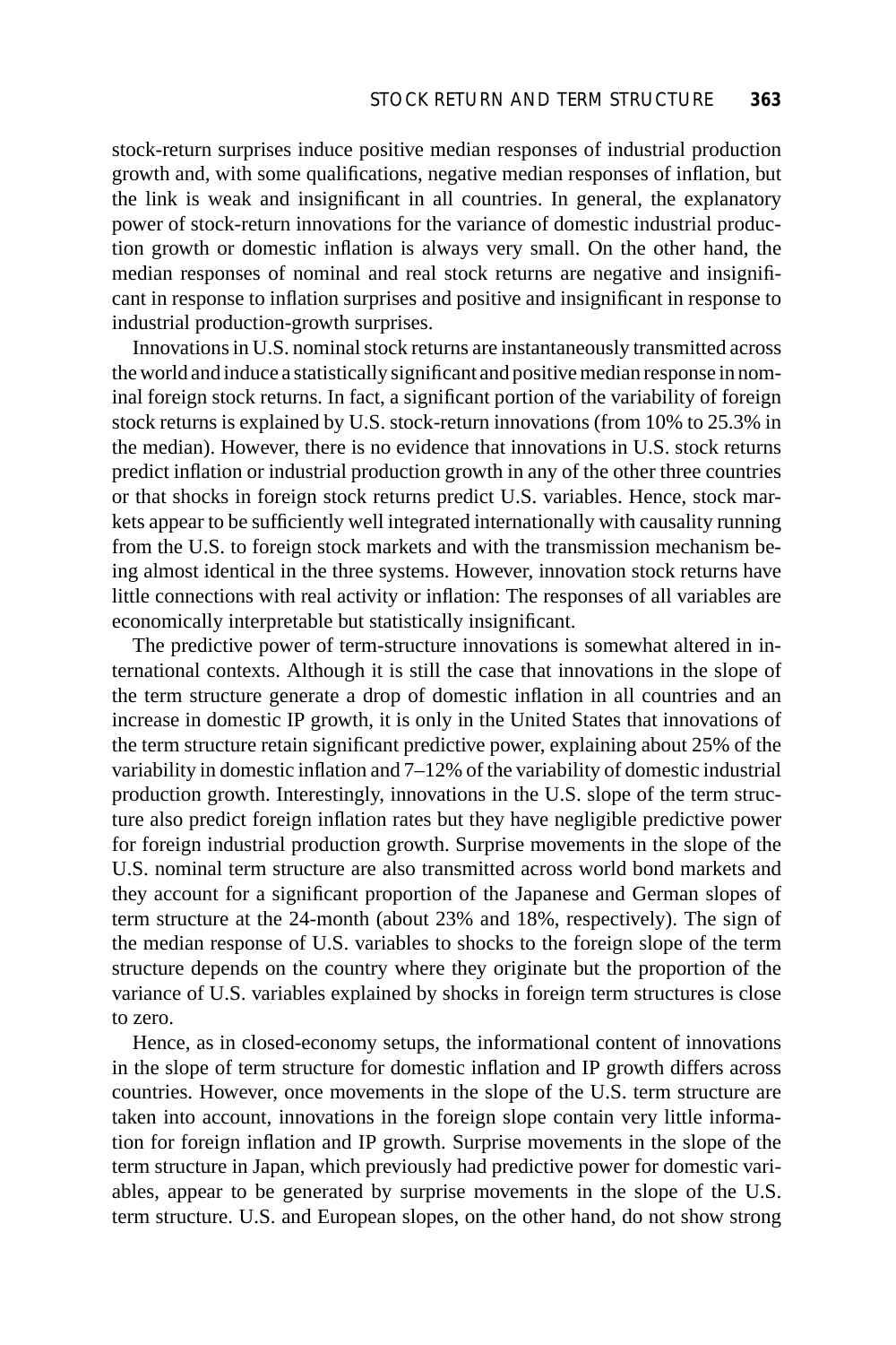stock-return surprises induce positive median responses of industrial production growth and, with some qualifications, negative median responses of inflation, but the link is weak and insignificant in all countries. In general, the explanatory power of stock-return innovations for the variance of domestic industrial production growth or domestic inflation is always very small. On the other hand, the median responses of nominal and real stock returns are negative and insignificant in response to inflation surprises and positive and insignificant in response to industrial production-growth surprises.

Innovations in U.S. nominal stock returns are instantaneously transmitted across the world and induce a statistically significant and positive median response in nominal foreign stock returns. In fact, a significant portion of the variability of foreign stock returns is explained by U.S. stock-return innovations (from 10% to 25.3% in the median). However, there is no evidence that innovations in U.S. stock returns predict inflation or industrial production growth in any of the other three countries or that shocks in foreign stock returns predict U.S. variables. Hence, stock markets appear to be sufficiently well integrated internationally with causality running from the U.S. to foreign stock markets and with the transmission mechanism being almost identical in the three systems. However, innovation stock returns have little connections with real activity or inflation: The responses of all variables are economically interpretable but statistically insignificant.

The predictive power of term-structure innovations is somewhat altered in international contexts. Although it is still the case that innovations in the slope of the term structure generate a drop of domestic inflation in all countries and an increase in domestic IP growth, it is only in the United States that innovations of the term structure retain significant predictive power, explaining about 25% of the variability in domestic inflation and 7–12% of the variability of domestic industrial production growth. Interestingly, innovations in the U.S. slope of the term structure also predict foreign inflation rates but they have negligible predictive power for foreign industrial production growth. Surprise movements in the slope of the U.S. nominal term structure are also transmitted across world bond markets and they account for a significant proportion of the Japanese and German slopes of term structure at the 24-month (about 23% and 18%, respectively). The sign of the median response of U.S. variables to shocks to the foreign slope of the term structure depends on the country where they originate but the proportion of the variance of U.S. variables explained by shocks in foreign term structures is close to zero.

Hence, as in closed-economy setups, the informational content of innovations in the slope of term structure for domestic inflation and IP growth differs across countries. However, once movements in the slope of the U.S. term structure are taken into account, innovations in the foreign slope contain very little information for foreign inflation and IP growth. Surprise movements in the slope of the term structure in Japan, which previously had predictive power for domestic variables, appear to be generated by surprise movements in the slope of the U.S. term structure. U.S. and European slopes, on the other hand, do not show strong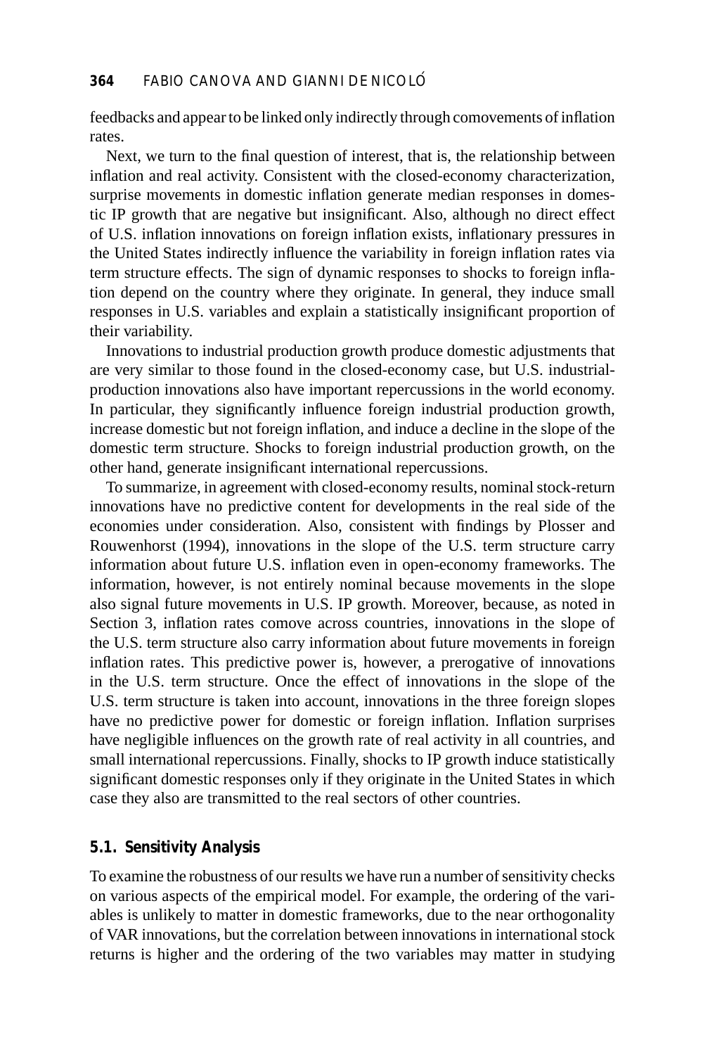feedbacks and appear to be linked only indirectly through comovements of inflation rates.

Next, we turn to the final question of interest, that is, the relationship between inflation and real activity. Consistent with the closed-economy characterization, surprise movements in domestic inflation generate median responses in domestic IP growth that are negative but insignificant. Also, although no direct effect of U.S. inflation innovations on foreign inflation exists, inflationary pressures in the United States indirectly influence the variability in foreign inflation rates via term structure effects. The sign of dynamic responses to shocks to foreign inflation depend on the country where they originate. In general, they induce small responses in U.S. variables and explain a statistically insignificant proportion of their variability.

Innovations to industrial production growth produce domestic adjustments that are very similar to those found in the closed-economy case, but U.S. industrial-production innovations also have important repercussions in the world economy. In particular, they significantly influence foreign industrial production growth, increase domestic but not foreign inflation, and induce a decline in the slope of the domestic term structure. Shocks to foreign industrial production growth, on the other hand, generate insignificant international repercussions.

To summarize, in agreement with closed-economy results, nominal stock-return innovations have no predictive content for developments in the real side of the economies under consideration. Also, consistent with findings by Plosser and Rouwenhorst (1994), innovations in the slope of the U.S. term structure carry information about future U.S. inflation even in open-economy frameworks. The information, however, is not entirely nominal because movements in the slope also signal future movements in U.S. IP growth. Moreover, because, as noted in Section 3, inflation rates comove across countries, innovations in the slope of the U.S. term structure also carry information about future movements in foreign inflation rates. This predictive power is, however, a prerogative of innovations in the U.S. term structure. Once the effect of innovations in the slope of the U.S. term structure is taken into account, innovations in the three foreign slopes have no predictive power for domestic or foreign inflation. Inflation surprises have negligible influences on the growth rate of real activity in all countries, and small international repercussions. Finally, shocks to IP growth induce statistically significant domestic responses only if they originate in the United States in which case they also are transmitted to the real sectors of other countries.

### 5.1. Sensitivity Analysis

To examine the robustness of our results we have run a number of sensitivity checks on various aspects of the empirical model. For example, the ordering of the variables is unlikely to matter in domestic frameworks, due to the near orthogonality of VAR innovations, but the correlation between innovations in international stock returns is higher and the ordering of the two variables may matter in studying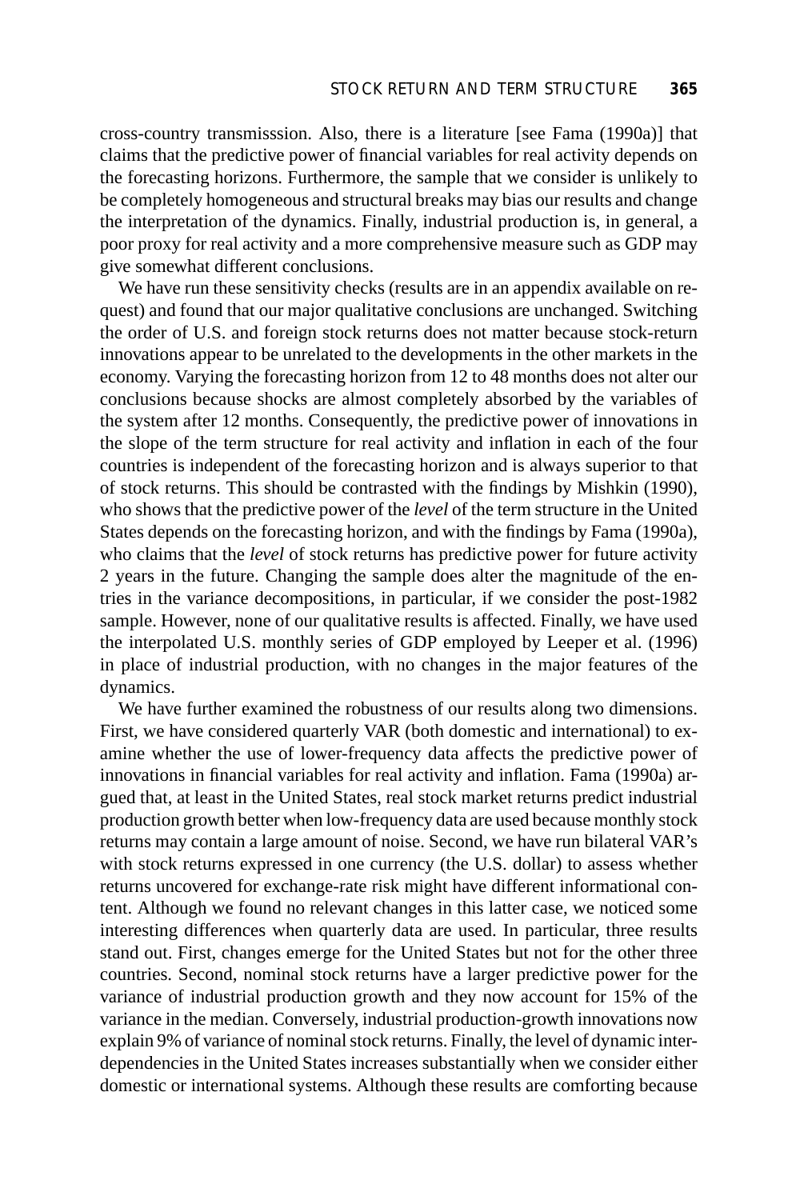cross-country transmisssion. Also, there is a literature [see Fama (1990a)] that claims that the predictive power of financial variables for real activity depends on the forecasting horizons. Furthermore, the sample that we consider is unlikely to be completely homogeneous and structural breaks may bias our results and change the interpretation of the dynamics. Finally, industrial production is, in general, a poor proxy for real activity and a more comprehensive measure such as GDP may give somewhat different conclusions.

We have run these sensitivity checks (results are in an appendix available on request) and found that our major qualitative conclusions are unchanged. Switching the order of U.S. and foreign stock returns does not matter because stock-return innovations appear to be unrelated to the developments in the other markets in the economy. Varying the forecasting horizon from 12 to 48 months does not alter our conclusions because shocks are almost completely absorbed by the variables of the system after 12 months. Consequently, the predictive power of innovations in the slope of the term structure for real activity and inflation in each of the four countries is independent of the forecasting horizon and is always superior to that of stock returns. This should be contrasted with the findings by Mishkin (1990), who shows that the predictive power of the *level* of the term structure in the United States depends on the forecasting horizon, and with the findings by Fama (1990a), who claims that the *level* of stock returns has predictive power for future activity 2 years in the future. Changing the sample does alter the magnitude of the entries in the variance decompositions, in particular, if we consider the post-1982 sample. However, none of our qualitative results is affected. Finally, we have used the interpolated U.S. monthly series of GDP employed by Leeper et al. (1996) in place of industrial production, with no changes in the major features of the dynamics.

We have further examined the robustness of our results along two dimensions. First, we have considered quarterly VAR (both domestic and international) to examine whether the use of lower-frequency data affects the predictive power of innovations in financial variables for real activity and inflation. Fama (1990a) argued that, at least in the United States, real stock market returns predict industrial production growth better when low-frequency data are used because monthly stock returns may contain a large amount of noise. Second, we have run bilateral VAR's with stock returns expressed in one currency (the U.S. dollar) to assess whether returns uncovered for exchange-rate risk might have different informational content. Although we found no relevant changes in this latter case, we noticed some interesting differences when quarterly data are used. In particular, three results stand out. First, changes emerge for the United States but not for the other three countries. Second, nominal stock returns have a larger predictive power for the variance of industrial production growth and they now account for 15% of the variance in the median. Conversely, industrial production-growth innovations now explain 9% of variance of nominal stock returns. Finally, the level of dynamic interdependencies in the United States increases substantially when we consider either domestic or international systems. Although these results are comforting because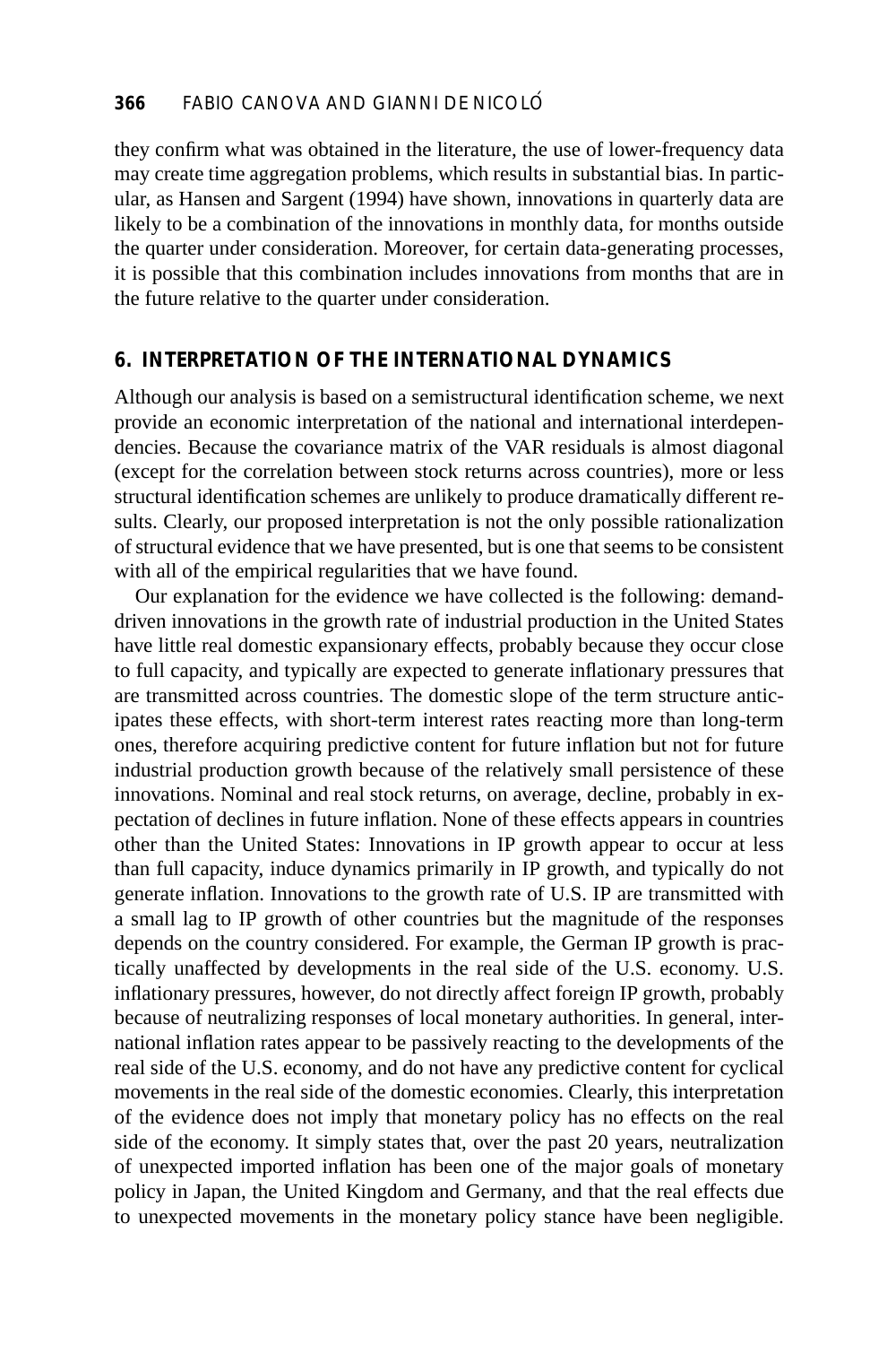they confirm what was obtained in the literature, the use of lower-frequency data may create time aggregation problems, which results in substantial bias. In particular, as Hansen and Sargent (1994) have shown, innovations in quarterly data are likely to be a combination of the innovations in monthly data, for months outside the quarter under consideration. Moreover, for certain data-generating processes, it is possible that this combination includes innovations from months that are in the future relative to the quarter under consideration.

## 6. INTERPRETATION OF THE INTERNATIONAL DYNAMICS

Although our analysis is based on a semistructural identification scheme, we next provide an economic interpretation of the national and international interdependencies. Because the covariance matrix of the VAR residuals is almost diagonal (except for the correlation between stock returns across countries), more or less structural identification schemes are unlikely to produce dramatically different results. Clearly, our proposed interpretation is not the only possible rationalization of structural evidence that we have presented, but is one that seems to be consistent with all of the empirical regularities that we have found.

Our explanation for the evidence we have collected is the following: demand-driven innovations in the growth rate of industrial production in the United States have little real domestic expansionary effects, probably because they occur close to full capacity, and typically are expected to generate inflationary pressures that are transmitted across countries. The domestic slope of the term structure anticipates these effects, with short-term interest rates reacting more than long-term ones, therefore acquiring predictive content for future inflation but not for future industrial production growth because of the relatively small persistence of these innovations. Nominal and real stock returns, on average, decline, probably in expectation of declines in future inflation. None of these effects appears in countries other than the United States: Innovations in IP growth appear to occur at less than full capacity, induce dynamics primarily in IP growth, and typically do not generate inflation. Innovations to the growth rate of U.S. IP are transmitted with a small lag to IP growth of other countries but the magnitude of the responses depends on the country considered. For example, the German IP growth is practically unaffected by developments in the real side of the U.S. economy. U.S. inflationary pressures, however, do not directly affect foreign IP growth, probably because of neutralizing responses of local monetary authorities. In general, international inflation rates appear to be passively reacting to the developments of the real side of the U.S. economy, and do not have any predictive content for cyclical movements in the real side of the domestic economies. Clearly, this interpretation of the evidence does not imply that monetary policy has no effects on the real side of the economy. It simply states that, over the past 20 years, neutralization of unexpected imported inflation has been one of the major goals of monetary policy in Japan, the United Kingdom and Germany, and that the real effects due to unexpected movements in the monetary policy stance have been negligible.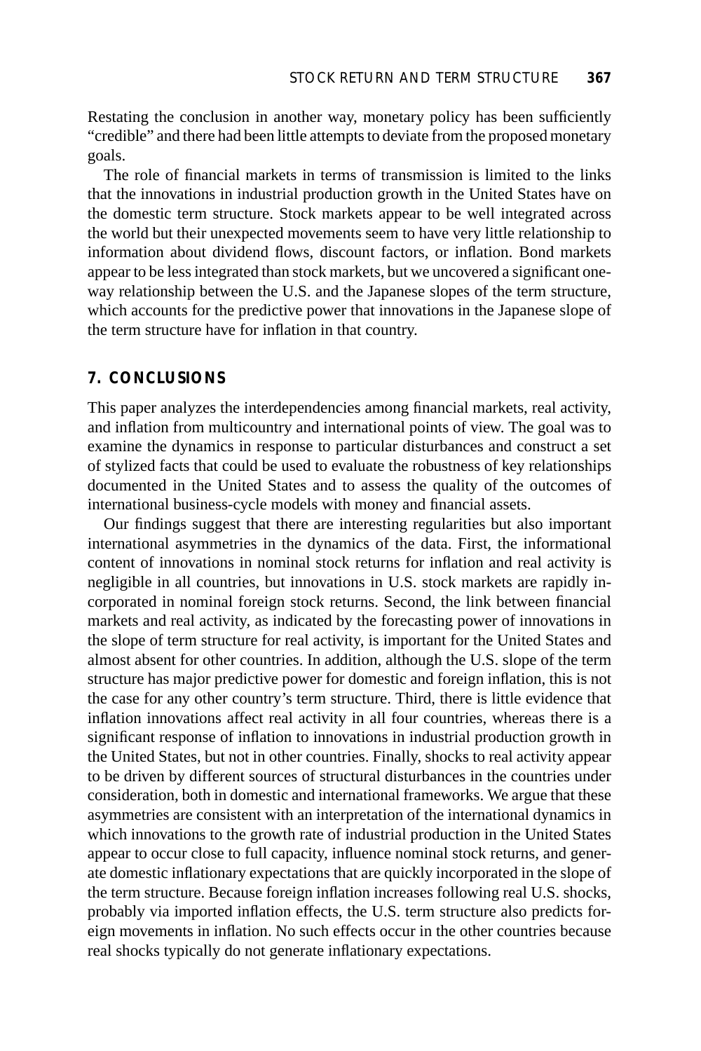Restating the conclusion in another way, monetary policy has been sufficiently "credible" and there had been little attempts to deviate from the proposed monetary goals.

The role of financial markets in terms of transmission is limited to the links that the innovations in industrial production growth in the United States have on the domestic term structure. Stock markets appear to be well integrated across the world but their unexpected movements seem to have very little relationship to information about dividend flows, discount factors, or inflation. Bond markets appear to be less integrated than stock markets, but we uncovered a significant one-way relationship between the U.S. and the Japanese slopes of the term structure, which accounts for the predictive power that innovations in the Japanese slope of the term structure have for inflation in that country.

## 7. CONCLUSIONS

This paper analyzes the interdependencies among financial markets, real activity, and inflation from multicountry and international points of view. The goal was to examine the dynamics in response to particular disturbances and construct a set of stylized facts that could be used to evaluate the robustness of key relationships documented in the United States and to assess the quality of the outcomes of international business-cycle models with money and financial assets.

Our findings suggest that there are interesting regularities but also important international asymmetries in the dynamics of the data. First, the informational content of innovations in nominal stock returns for inflation and real activity is negligible in all countries, but innovations in U.S. stock markets are rapidly incorporated in nominal foreign stock returns. Second, the link between financial markets and real activity, as indicated by the forecasting power of innovations in the slope of term structure for real activity, is important for the United States and almost absent for other countries. In addition, although the U.S. slope of the term structure has major predictive power for domestic and foreign inflation, this is not the case for any other country's term structure. Third, there is little evidence that inflation innovations affect real activity in all four countries, whereas there is a significant response of inflation to innovations in industrial production growth in the United States, but not in other countries. Finally, shocks to real activity appear to be driven by different sources of structural disturbances in the countries under consideration, both in domestic and international frameworks. We argue that these asymmetries are consistent with an interpretation of the international dynamics in which innovations to the growth rate of industrial production in the United States appear to occur close to full capacity, influence nominal stock returns, and generate domestic inflationary expectations that are quickly incorporated in the slope of the term structure. Because foreign inflation increases following real U.S. shocks, probably via imported inflation effects, the U.S. term structure also predicts foreign movements in inflation. No such effects occur in the other countries because real shocks typically do not generate inflationary expectations.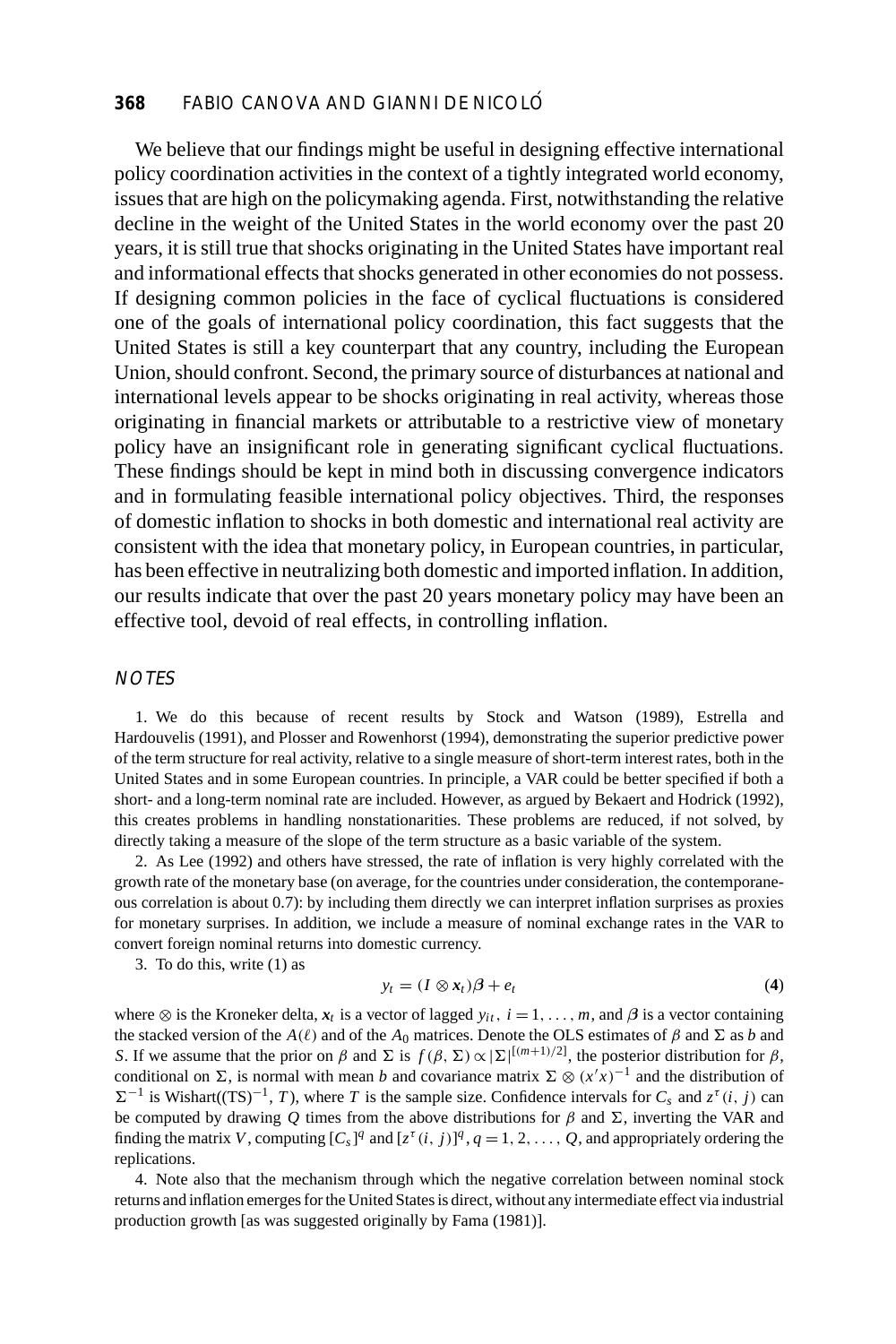We believe that our findings might be useful in designing effective international policy coordination activities in the context of a tightly integrated world economy, issues that are high on the policymaking agenda. First, notwithstanding the relative decline in the weight of the United States in the world economy over the past 20 years, it is still true that shocks originating in the United States have important real and informational effects that shocks generated in other economies do not possess. If designing common policies in the face of cyclical fluctuations is considered one of the goals of international policy coordination, this fact suggests that the United States is still a key counterpart that any country, including the European Union, should confront. Second, the primary source of disturbances at national and international levels appear to be shocks originating in real activity, whereas those originating in financial markets or attributable to a restrictive view of monetary policy have an insignificant role in generating significant cyclical fluctuations. These findings should be kept in mind both in discussing convergence indicators and in formulating feasible international policy objectives. Third, the responses of domestic inflation to shocks in both domestic and international real activity are consistent with the idea that monetary policy, in European countries, in particular, has been effective in neutralizing both domestic and imported inflation. In addition, our results indicate that over the past 20 years monetary policy may have been an effective tool, devoid of real effects, in controlling inflation.

## NOTES

1. We do this because of recent results by Stock and Watson (1989), Estrella and Hardouvelis (1991), and Plosser and Rowenhorst (1994), demonstrating the superior predictive power of the term structure for real activity, relative to a single measure of short-term interest rates, both in the United States and in some European countries. In principle, a VAR could be better specified if both a short- and a long-term nominal rate are included. However, as argued by Bekaert and Hodrick (1992), this creates problems in handling nonstationarities. These problems are reduced, if not solved, by directly taking a measure of the slope of the term structure as a basic variable of the system.

2. As Lee (1992) and others have stressed, the rate of inflation is very highly correlated with the growth rate of the monetary base (on average, for the countries under consideration, the contemporaneous correlation is about 0.7): by including them directly we can interpret inflation surprises as proxies for monetary surprises. In addition, we include a measure of nominal exchange rates in the VAR to convert foreign nominal returns into domestic currency.

3. To do this, write (1) as

$$y_t = (I \otimes \boldsymbol{x}_t)\boldsymbol{\beta} + e_t \tag{4}$$

where $\otimes$ is the Kroneker delta, $\boldsymbol{x}_t$ is a vector of lagged $y_{it}$, $i = 1, \ldots, m$, and $\boldsymbol{\beta}$ is a vector containing the stacked version of the $A(\ell)$ and of the $A_0$ matrices. Denote the OLS estimates of $\beta$ and $\Sigma$ as $b$ and $S$. If we assume that the prior on $\beta$ and $\Sigma$ is $f(\beta, \Sigma) \propto |\Sigma|^{[(m+1)/2]}$, the posterior distribution for $\beta$, conditional on $\Sigma$, is normal with mean $b$ and covariance matrix $\Sigma \otimes (x'x)^{-1}$ and the distribution of $\Sigma^{-1}$ is Wishart($(\mathrm{TS})^{-1}$, $T$), where $T$ is the sample size. Confidence intervals for $C_s$ and $z^{\tau}(i, j)$ can be computed by drawing $Q$ times from the above distributions for $\beta$ and $\Sigma$, inverting the VAR and finding the matrix $V$, computing $[C_s]^q$ and $[z^{\tau}(i, j)]^q$, $q = 1, 2, \ldots, Q$, and appropriately ordering the replications.

4. Note also that the mechanism through which the negative correlation between nominal stock returns and inflation emerges for the United States is direct, without any intermediate effect via industrial production growth [as was suggested originally by Fama (1981)].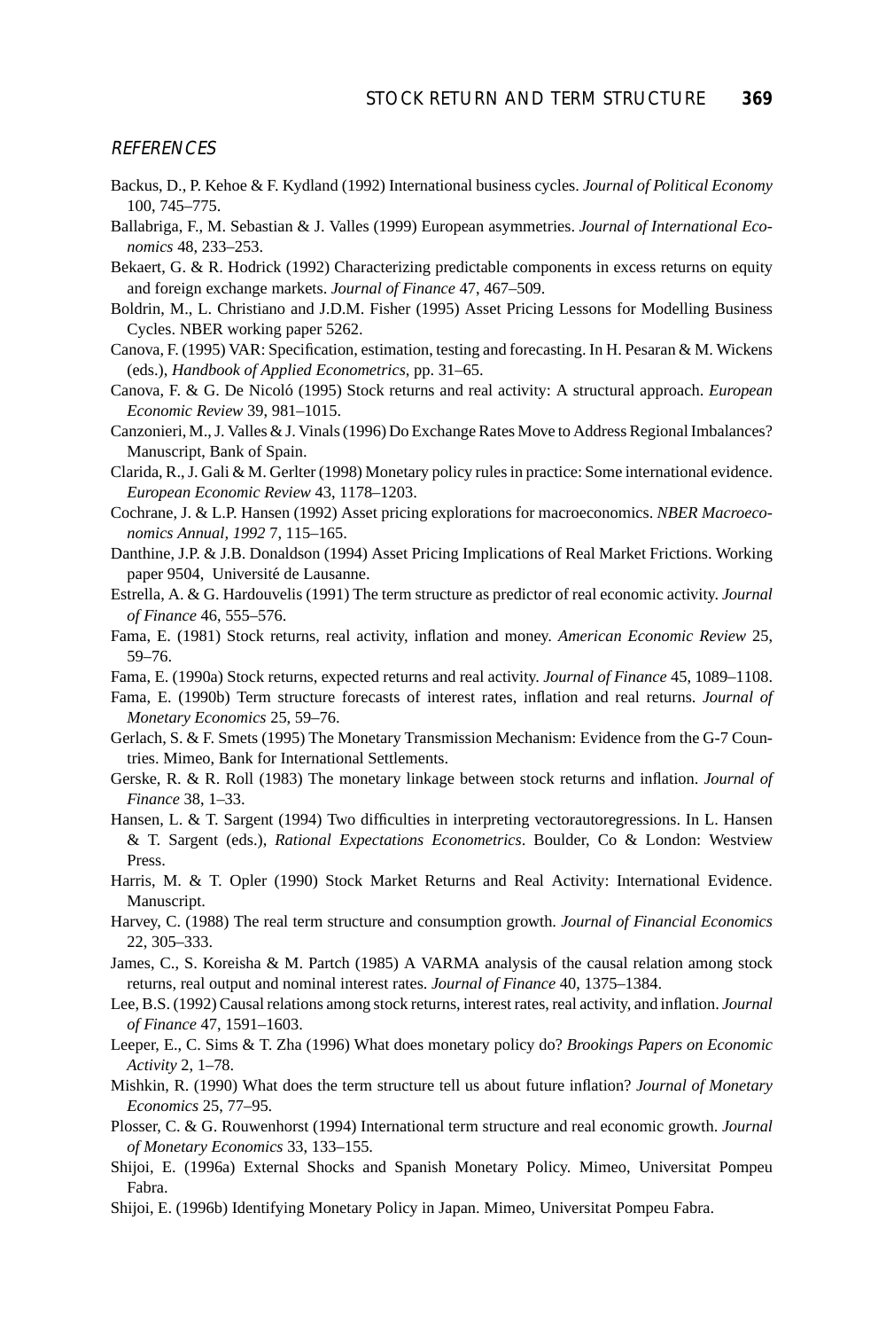## REFERENCES

Backus, D., P. Kehoe & F. Kydland (1992) International business cycles. *Journal of Political Economy* 100, 745–775.

Ballabriga, F., M. Sebastian & J. Valles (1999) European asymmetries. *Journal of International Economics* 48, 233–253.

Bekaert, G. & R. Hodrick (1992) Characterizing predictable components in excess returns on equity and foreign exchange markets. *Journal of Finance* 47, 467–509.

Boldrin, M., L. Christiano and J.D.M. Fisher (1995) Asset Pricing Lessons for Modelling Business Cycles. NBER working paper 5262.

Canova, F. (1995) VAR: Specification, estimation, testing and forecasting. In H. Pesaran & M. Wickens (eds.), *Handbook of Applied Econometrics*, pp. 31–65.

Canova, F. & G. De Nicoló (1995) Stock returns and real activity: A structural approach. *European Economic Review* 39, 981–1015.

Canzonieri, M., J. Valles & J. Vinals (1996) Do Exchange Rates Move to Address Regional Imbalances? Manuscript, Bank of Spain.

Clarida, R., J. Gali & M. Gerlter (1998) Monetary policy rules in practice: Some international evidence. *European Economic Review* 43, 1178–1203.

Cochrane, J. & L.P. Hansen (1992) Asset pricing explorations for macroeconomics. *NBER Macroeconomics Annual, 1992* 7, 115–165.

Danthine, J.P. & J.B. Donaldson (1994) Asset Pricing Implications of Real Market Frictions. Working paper 9504, Université de Lausanne.

Estrella, A. & G. Hardouvelis (1991) The term structure as predictor of real economic activity. *Journal of Finance* 46, 555–576.

Fama, E. (1981) Stock returns, real activity, inflation and money. *American Economic Review* 25, 59–76.

Fama, E. (1990a) Stock returns, expected returns and real activity. *Journal of Finance* 45, 1089–1108.

Fama, E. (1990b) Term structure forecasts of interest rates, inflation and real returns. *Journal of Monetary Economics* 25, 59–76.

Gerlach, S. & F. Smets (1995) The Monetary Transmission Mechanism: Evidence from the G-7 Countries. Mimeo, Bank for International Settlements.

Gerske, R. & R. Roll (1983) The monetary linkage between stock returns and inflation. *Journal of Finance* 38, 1–33.

Hansen, L. & T. Sargent (1994) Two difficulties in interpreting vectorautoregressions. In L. Hansen & T. Sargent (eds.), *Rational Expectations Econometrics*. Boulder, Co & London: Westview Press.

Harris, M. & T. Opler (1990) Stock Market Returns and Real Activity: International Evidence. Manuscript.

Harvey, C. (1988) The real term structure and consumption growth. *Journal of Financial Economics* 22, 305–333.

James, C., S. Koreisha & M. Partch (1985) A VARMA analysis of the causal relation among stock returns, real output and nominal interest rates. *Journal of Finance* 40, 1375–1384.

Lee, B.S. (1992) Causal relations among stock returns, interest rates, real activity, and inflation. *Journal of Finance* 47, 1591–1603.

Leeper, E., C. Sims & T. Zha (1996) What does monetary policy do? *Brookings Papers on Economic Activity* 2, 1–78.

Mishkin, R. (1990) What does the term structure tell us about future inflation? *Journal of Monetary Economics* 25, 77–95.

Plosser, C. & G. Rouwenhorst (1994) International term structure and real economic growth. *Journal of Monetary Economics* 33, 133–155.

Shijoi, E. (1996a) External Shocks and Spanish Monetary Policy. Mimeo, Universitat Pompeu Fabra.

Shijoi, E. (1996b) Identifying Monetary Policy in Japan. Mimeo, Universitat Pompeu Fabra.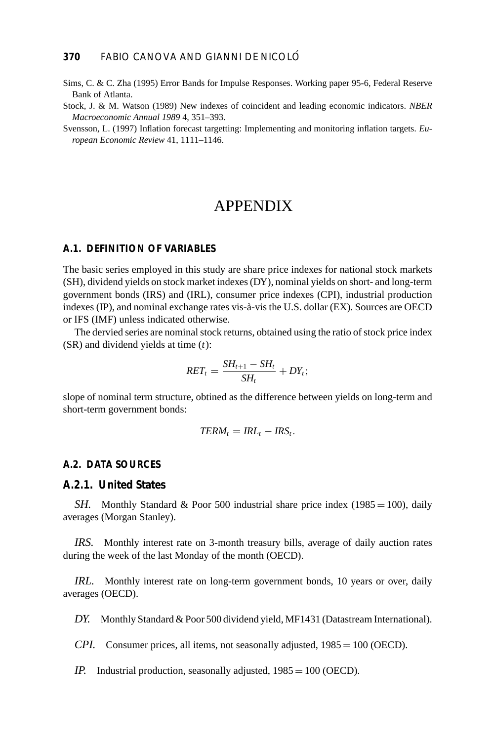Sims, C. & C. Zha (1995) Error Bands for Impulse Responses. Working paper 95-6, Federal Reserve Bank of Atlanta.

Stock, J. & M. Watson (1989) New indexes of coincident and leading economic indicators. *NBER Macroeconomic Annual 1989* 4, 351–393.

Svensson, L. (1997) Inflation forecast targetting: Implementing and monitoring inflation targets. *European Economic Review* 41, 1111–1146.

# APPENDIX

## A.1. DEFINITION OF VARIABLES

The basic series employed in this study are share price indexes for national stock markets (SH), dividend yields on stock market indexes (DY), nominal yields on short- and long-term government bonds (IRS) and (IRL), consumer price indexes (CPI), industrial production indexes (IP), and nominal exchange rates vis-à-vis the U.S. dollar (EX). Sources are OECD or IFS (IMF) unless indicated otherwise.

The dervied series are nominal stock returns, obtained using the ratio of stock price index (SR) and dividend yields at time ($t$):

$$RET_t = \frac{SH_{t+1} - SH_t}{SH_t} + DY_t;$$

slope of nominal term structure, obtined as the difference between yields on long-term and short-term government bonds:

$$TERM_t = IRL_t - IRS_t.$$

## A.2. DATA SOURCES

### A.2.1. United States

*SH.* Monthly Standard & Poor 500 industrial share price index (1985 = 100), daily averages (Morgan Stanley).

*IRS.* Monthly interest rate on 3-month treasury bills, average of daily auction rates during the week of the last Monday of the month (OECD).

*IRL.* Monthly interest rate on long-term government bonds, 10 years or over, daily averages (OECD).

*DY.* Monthly Standard & Poor 500 dividend yield, MF1431 (Datastream International).

*CPI.* Consumer prices, all items, not seasonally adjusted, 1985 = 100 (OECD).

*IP.* Industrial production, seasonally adjusted, 1985 = 100 (OECD).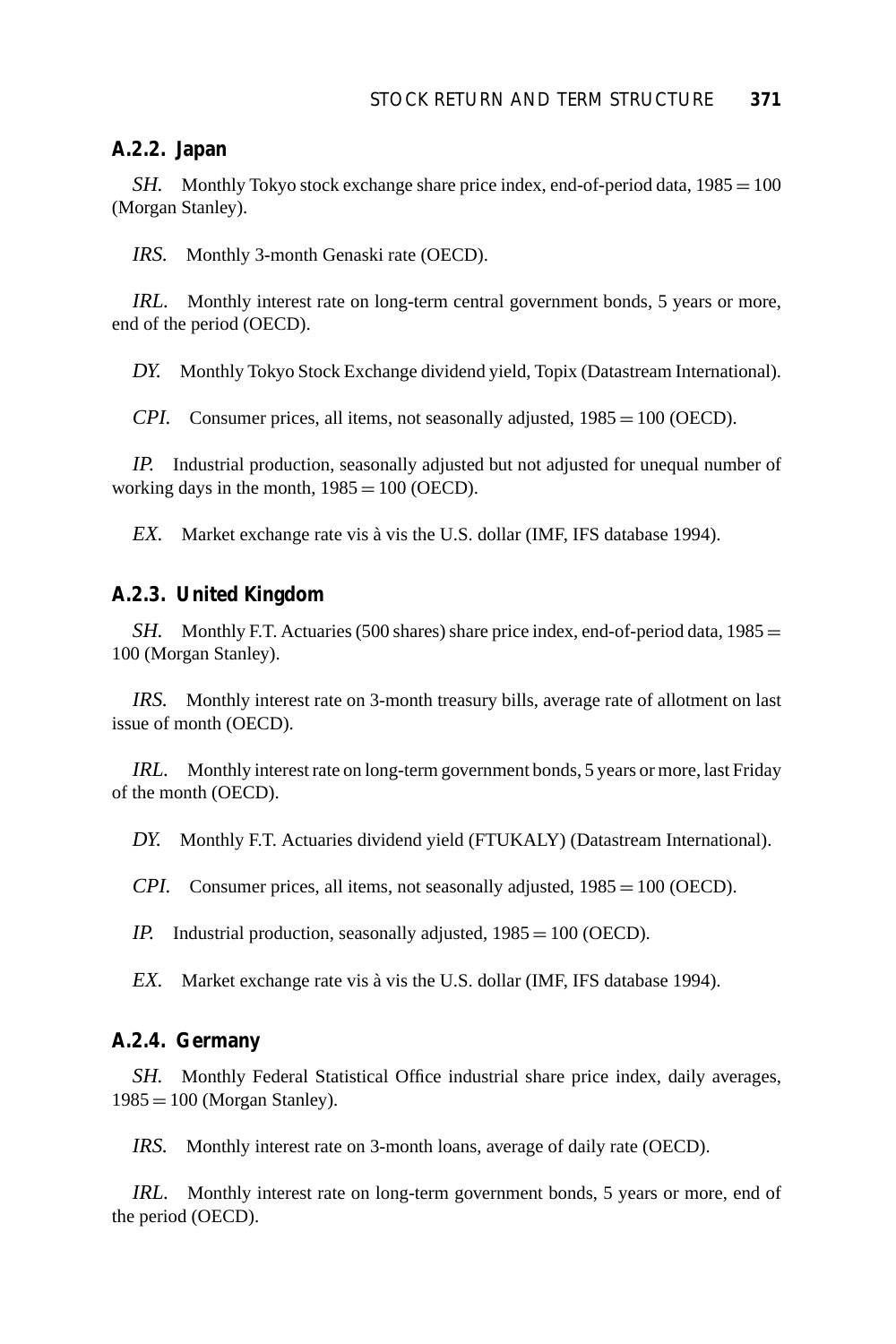### A.2.2. Japan

*SH.* Monthly Tokyo stock exchange share price index, end-of-period data, 1985 = 100 (Morgan Stanley).

*IRS.* Monthly 3-month Genaski rate (OECD).

*IRL.* Monthly interest rate on long-term central government bonds, 5 years or more, end of the period (OECD).

*DY.* Monthly Tokyo Stock Exchange dividend yield, Topix (Datastream International).

*CPI.* Consumer prices, all items, not seasonally adjusted, 1985 = 100 (OECD).

*IP.* Industrial production, seasonally adjusted but not adjusted for unequal number of working days in the month, 1985 = 100 (OECD).

*EX.* Market exchange rate vis à vis the U.S. dollar (IMF, IFS database 1994).

### A.2.3. United Kingdom

*SH.* Monthly F.T. Actuaries (500 shares) share price index, end-of-period data, 1985 = 100 (Morgan Stanley).

*IRS.* Monthly interest rate on 3-month treasury bills, average rate of allotment on last issue of month (OECD).

*IRL.* Monthly interest rate on long-term government bonds, 5 years or more, last Friday of the month (OECD).

*DY.* Monthly F.T. Actuaries dividend yield (FTUKALY) (Datastream International).

*CPI.* Consumer prices, all items, not seasonally adjusted, 1985 = 100 (OECD).

*IP.* Industrial production, seasonally adjusted, 1985 = 100 (OECD).

*EX.* Market exchange rate vis à vis the U.S. dollar (IMF, IFS database 1994).

### A.2.4. Germany

*SH.* Monthly Federal Statistical Office industrial share price index, daily averages, 1985 = 100 (Morgan Stanley).

*IRS.* Monthly interest rate on 3-month loans, average of daily rate (OECD).

*IRL.* Monthly interest rate on long-term government bonds, 5 years or more, end of the period (OECD).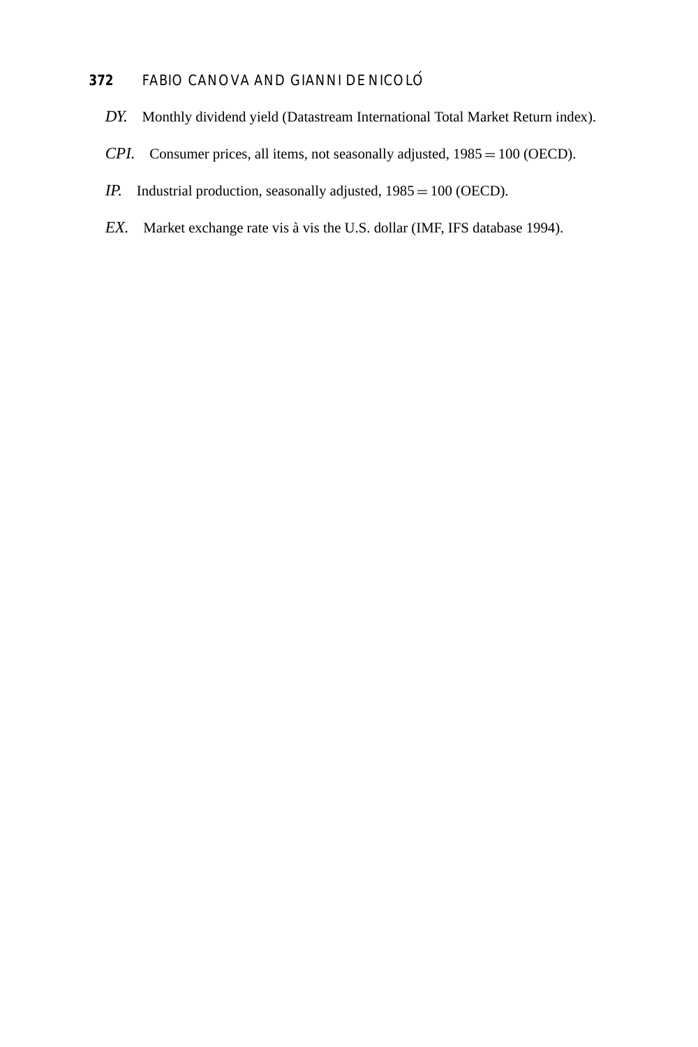*DY.* Monthly dividend yield (Datastream International Total Market Return index).

*CPI.* Consumer prices, all items, not seasonally adjusted, 1985 = 100 (OECD).

*IP.* Industrial production, seasonally adjusted, 1985 = 100 (OECD).

*EX*. Market exchange rate vis à vis the U.S. dollar (IMF, IFS database 1994).